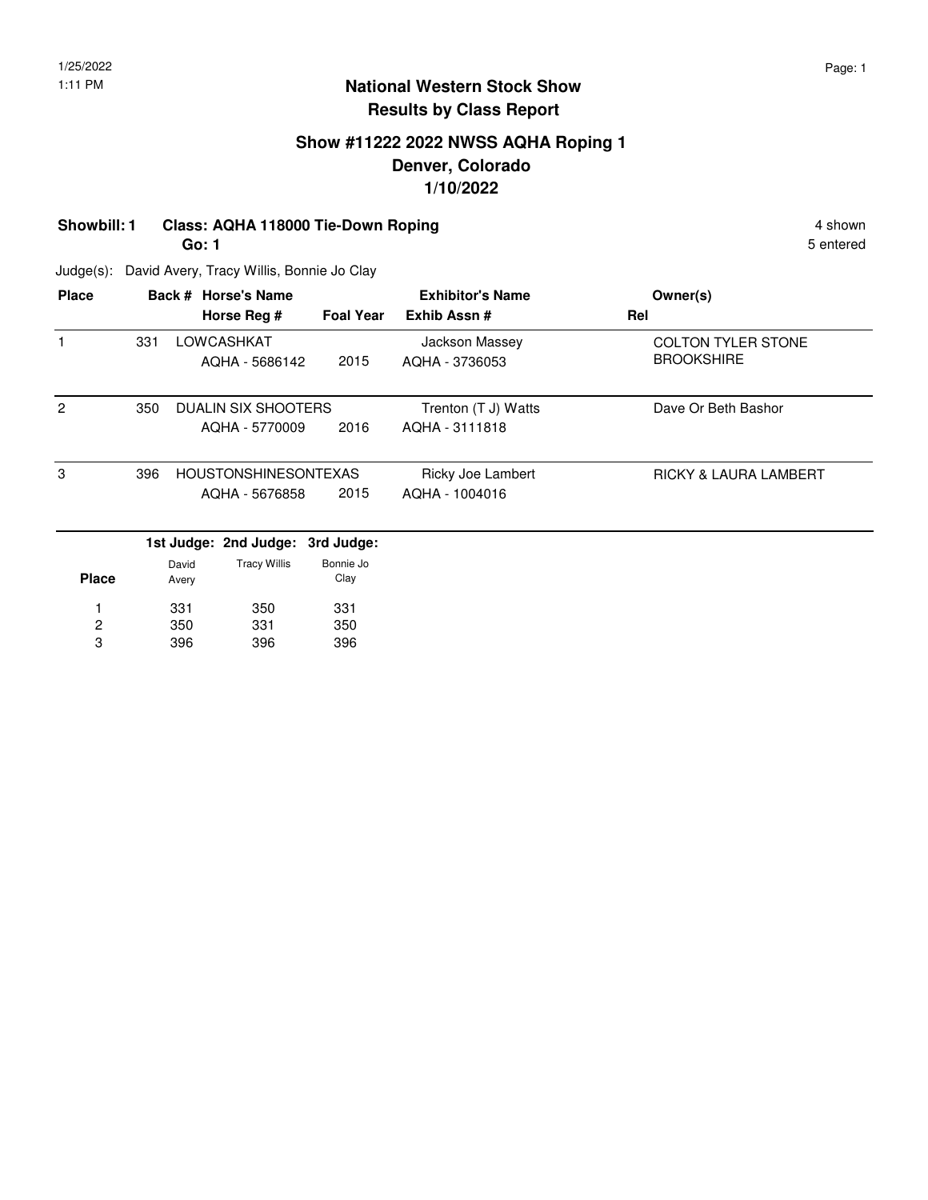# National Western Stock Show
## Results by Class Report

### Show #11222 2022 NWSS AQHA Roping 1
### Denver, Colorado
### 1/10/2022

**Showbill: 1 Class: AQHA 118000 Tie-Down Roping** 4 shown

**Go: 1** 5 entered

Judge(s): David Avery, Tracy Willis, Bonnie Jo Clay

| Place | Back # | Horse's Name / Horse Reg # | Foal Year | Exhibitor's Name / Exhib Assn # | Owner(s) / Rel |
|---|---|---|---|---|---|
| 1 | 331 | LOWCASHKAT<br>AQHA - 5686142 | 2015 | Jackson Massey<br>AQHA - 3736053 | COLTON TYLER STONE BROOKSHIRE |
| 2 | 350 | DUALIN SIX SHOOTERS<br>AQHA - 5770009 | 2016 | Trenton (T J) Watts<br>AQHA - 3111818 | Dave Or Beth Bashor |
| 3 | 396 | HOUSTONSHINESONTEXAS<br>AQHA - 5676858 | 2015 | Ricky Joe Lambert<br>AQHA - 1004016 | RICKY & LAURA LAMBERT |

| Place | 1st Judge: David Avery | 2nd Judge: Tracy Willis | 3rd Judge: Bonnie Jo Clay |
|---|---|---|---|
| 1 | 331 | 350 | 331 |
| 2 | 350 | 331 | 350 |
| 3 | 396 | 396 | 396 |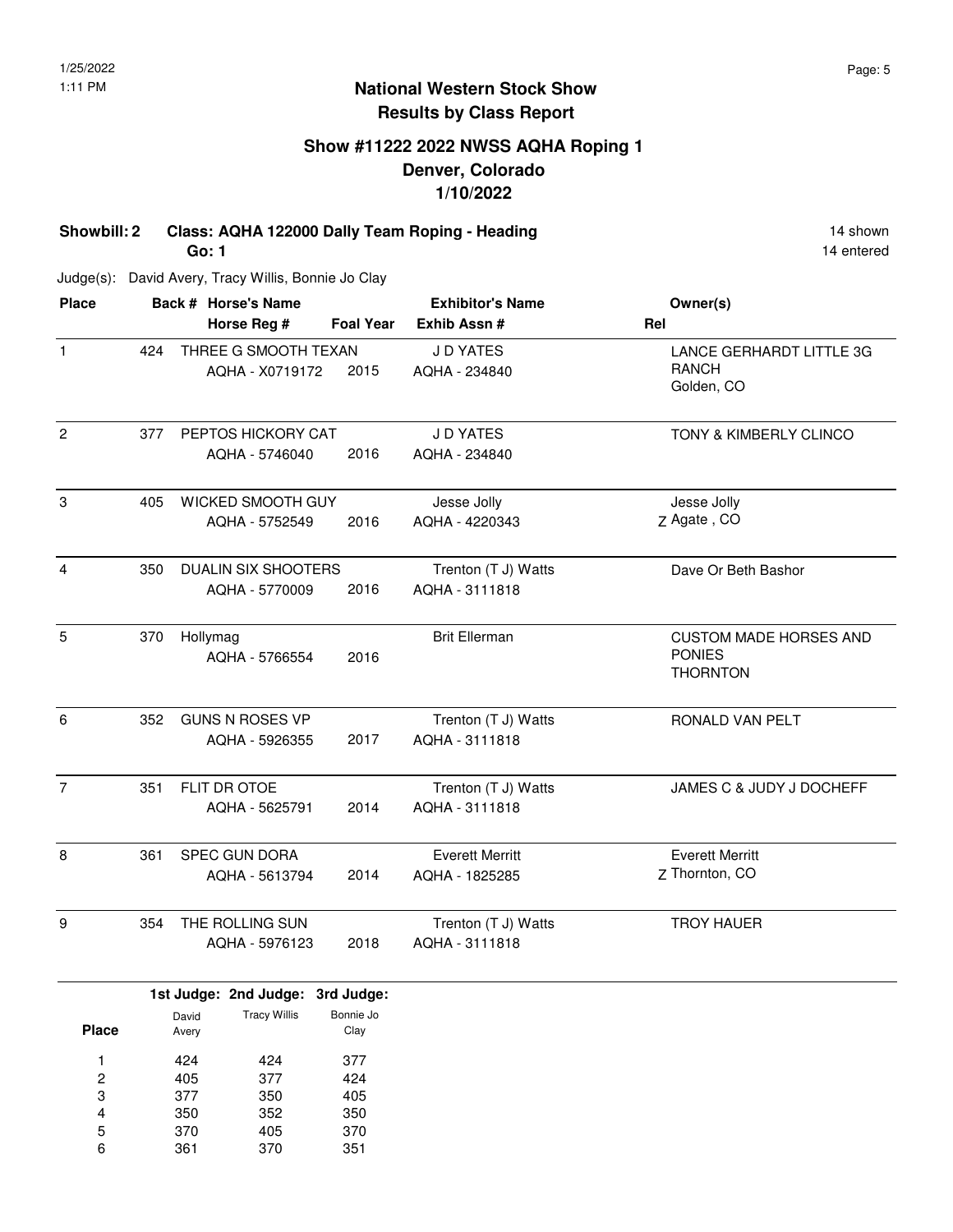# National Western Stock Show
## Results by Class Report

### Show #11222 2022 NWSS AQHA Roping 1
### Denver, Colorado
### 1/10/2022

**Showbill: 2 Class: AQHA 122000 Dally Team Roping - Heading** 14 shown
**Go: 1** 14 entered

Judge(s): David Avery, Tracy Willis, Bonnie Jo Clay

| Place | Back # | Horse's Name / Horse Reg # | Foal Year | Exhibitor's Name / Exhib Assn # | Rel | Owner(s) |
|---|---|---|---|---|---|---|
| 1 | 424 | THREE G SMOOTH TEXAN<br>AQHA - X0719172 | 2015 | J D YATES<br>AQHA - 234840 | | LANCE GERHARDT LITTLE 3G RANCH<br>Golden, CO |
| 2 | 377 | PEPTOS HICKORY CAT<br>AQHA - 5746040 | 2016 | J D YATES<br>AQHA - 234840 | | TONY & KIMBERLY CLINCO |
| 3 | 405 | WICKED SMOOTH GUY<br>AQHA - 5752549 | 2016 | Jesse Jolly<br>AQHA - 4220343 | Z | Jesse Jolly<br>Agate , CO |
| 4 | 350 | DUALIN SIX SHOOTERS<br>AQHA - 5770009 | 2016 | Trenton (T J) Watts<br>AQHA - 3111818 | | Dave Or Beth Bashor |
| 5 | 370 | Hollymag<br>AQHA - 5766554 | 2016 | Brit Ellerman | | CUSTOM MADE HORSES AND PONIES<br>THORNTON |
| 6 | 352 | GUNS N ROSES VP<br>AQHA - 5926355 | 2017 | Trenton (T J) Watts<br>AQHA - 3111818 | | RONALD VAN PELT |
| 7 | 351 | FLIT DR OTOE<br>AQHA - 5625791 | 2014 | Trenton (T J) Watts<br>AQHA - 3111818 | | JAMES C & JUDY J DOCHEFF |
| 8 | 361 | SPEC GUN DORA<br>AQHA - 5613794 | 2014 | Everett Merritt<br>AQHA - 1825285 | Z | Everett Merritt<br>Thornton, CO |
| 9 | 354 | THE ROLLING SUN<br>AQHA - 5976123 | 2018 | Trenton (T J) Watts<br>AQHA - 3111818 | | TROY HAUER |

| Place | 1st Judge: David Avery | 2nd Judge: Tracy Willis | 3rd Judge: Bonnie Jo Clay |
|---|---|---|---|
| 1 | 424 | 424 | 377 |
| 2 | 405 | 377 | 424 |
| 3 | 377 | 350 | 405 |
| 4 | 350 | 352 | 350 |
| 5 | 370 | 405 | 370 |
| 6 | 361 | 370 | 351 |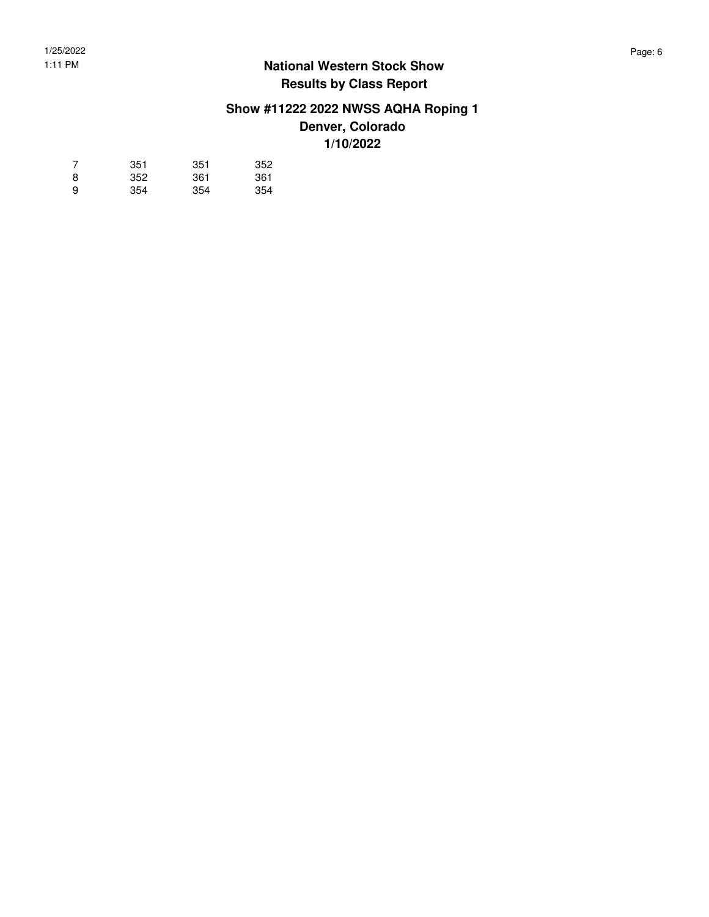# National Western Stock Show

## Results by Class Report

### Show #11222 2022 NWSS AQHA Roping 1

### Denver, Colorado

### 1/10/2022

| | | | |
|---|---|---|---|
| 7 | 351 | 351 | 352 |
| 8 | 352 | 361 | 361 |
| 9 | 354 | 354 | 354 |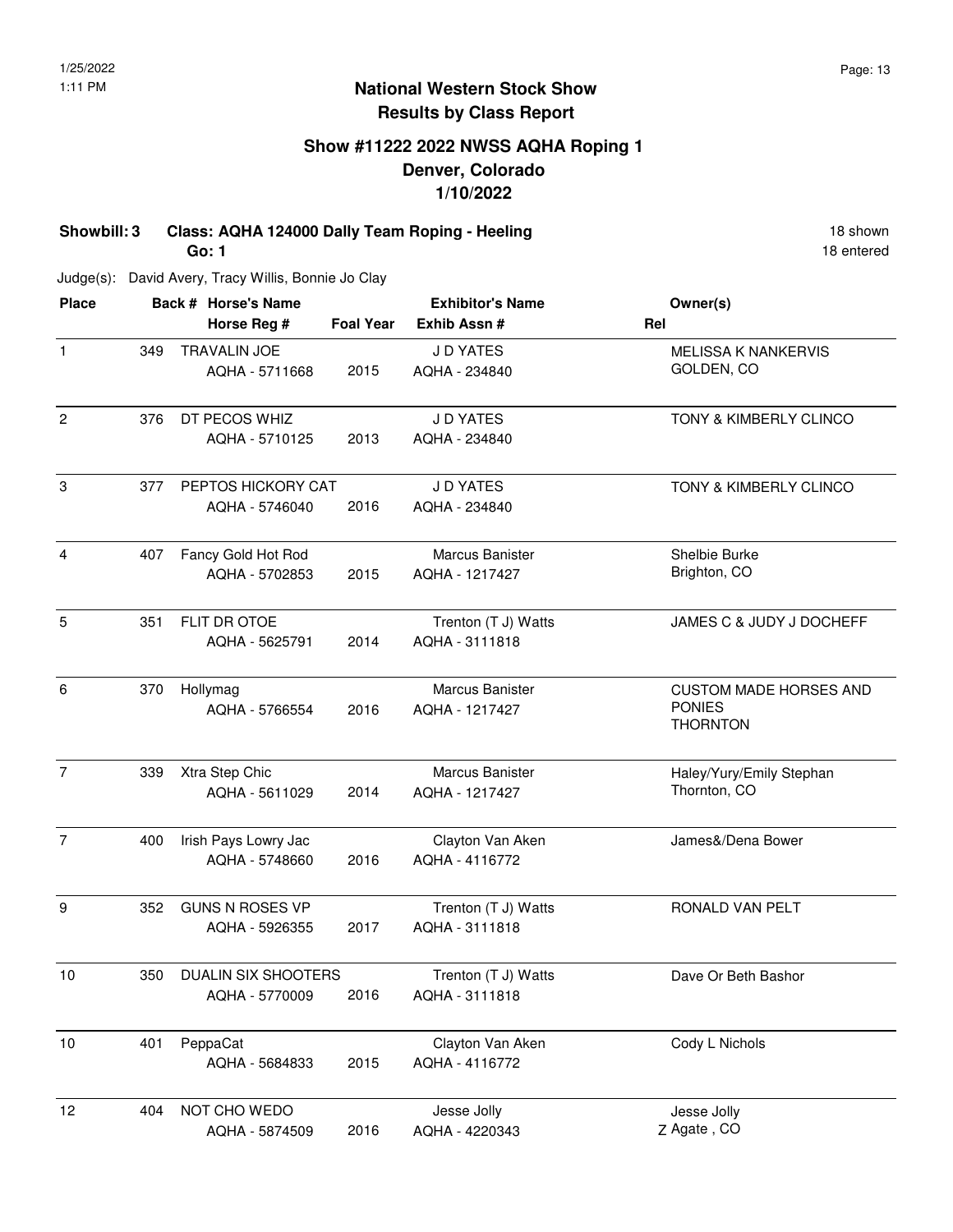# National Western Stock Show
## Results by Class Report

### Show #11222 2022 NWSS AQHA Roping 1
### Denver, Colorado
### 1/10/2022

**Showbill: 3 Class: AQHA 124000 Dally Team Roping - Heeling** 18 shown

**Go: 1** 18 entered

Judge(s): David Avery, Tracy Willis, Bonnie Jo Clay

| Place | Back # | Horse's Name / Horse Reg # | Foal Year | Exhibitor's Name / Exhib Assn # | Rel | Owner(s) |
|---|---|---|---|---|---|---|
| 1 | 349 | TRAVALIN JOE<br>AQHA - 5711668 | 2015 | J D YATES<br>AQHA - 234840 | | MELISSA K NANKERVIS<br>GOLDEN, CO |
| 2 | 376 | DT PECOS WHIZ<br>AQHA - 5710125 | 2013 | J D YATES<br>AQHA - 234840 | | TONY & KIMBERLY CLINCO |
| 3 | 377 | PEPTOS HICKORY CAT<br>AQHA - 5746040 | 2016 | J D YATES<br>AQHA - 234840 | | TONY & KIMBERLY CLINCO |
| 4 | 407 | Fancy Gold Hot Rod<br>AQHA - 5702853 | 2015 | Marcus Banister<br>AQHA - 1217427 | | Shelbie Burke<br>Brighton, CO |
| 5 | 351 | FLIT DR OTOE<br>AQHA - 5625791 | 2014 | Trenton (T J) Watts<br>AQHA - 3111818 | | JAMES C & JUDY J DOCHEFF |
| 6 | 370 | Hollymag<br>AQHA - 5766554 | 2016 | Marcus Banister<br>AQHA - 1217427 | | CUSTOM MADE HORSES AND PONIES<br>THORNTON |
| 7 | 339 | Xtra Step Chic<br>AQHA - 5611029 | 2014 | Marcus Banister<br>AQHA - 1217427 | | Haley/Yury/Emily Stephan<br>Thornton, CO |
| 7 | 400 | Irish Pays Lowry Jac<br>AQHA - 5748660 | 2016 | Clayton Van Aken<br>AQHA - 4116772 | | James&/Dena Bower |
| 9 | 352 | GUNS N ROSES VP<br>AQHA - 5926355 | 2017 | Trenton (T J) Watts<br>AQHA - 3111818 | | RONALD VAN PELT |
| 10 | 350 | DUALIN SIX SHOOTERS<br>AQHA - 5770009 | 2016 | Trenton (T J) Watts<br>AQHA - 3111818 | | Dave Or Beth Bashor |
| 10 | 401 | PeppaCat<br>AQHA - 5684833 | 2015 | Clayton Van Aken<br>AQHA - 4116772 | | Cody L Nichols |
| 12 | 404 | NOT CHO WEDO<br>AQHA - 5874509 | 2016 | Jesse Jolly<br>AQHA - 4220343 | Z | Jesse Jolly<br>Agate , CO |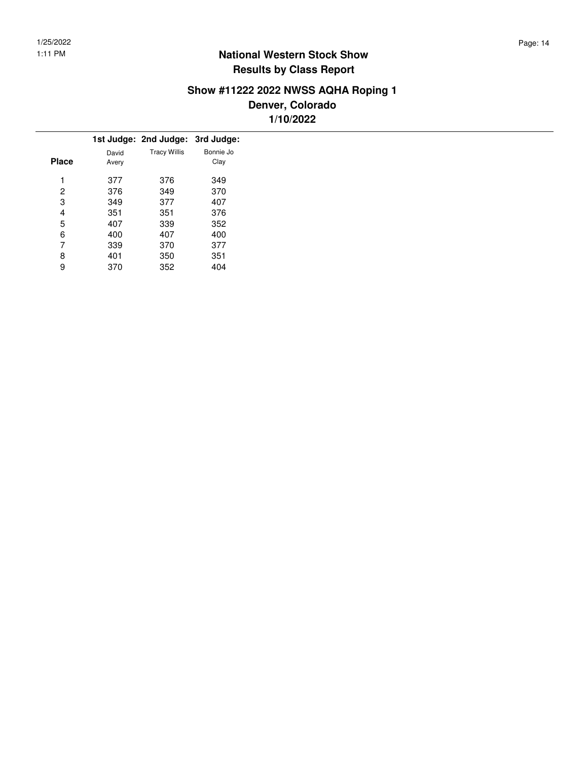# National Western Stock Show
## Results by Class Report

### Show #11222 2022 NWSS AQHA Roping 1
### Denver, Colorado
### 1/10/2022

| Place | 1st Judge: David Avery | 2nd Judge: Tracy Willis | 3rd Judge: Bonnie Jo Clay |
|---|---|---|---|
| 1 | 377 | 376 | 349 |
| 2 | 376 | 349 | 370 |
| 3 | 349 | 377 | 407 |
| 4 | 351 | 351 | 376 |
| 5 | 407 | 339 | 352 |
| 6 | 400 | 407 | 400 |
| 7 | 339 | 370 | 377 |
| 8 | 401 | 350 | 351 |
| 9 | 370 | 352 | 404 |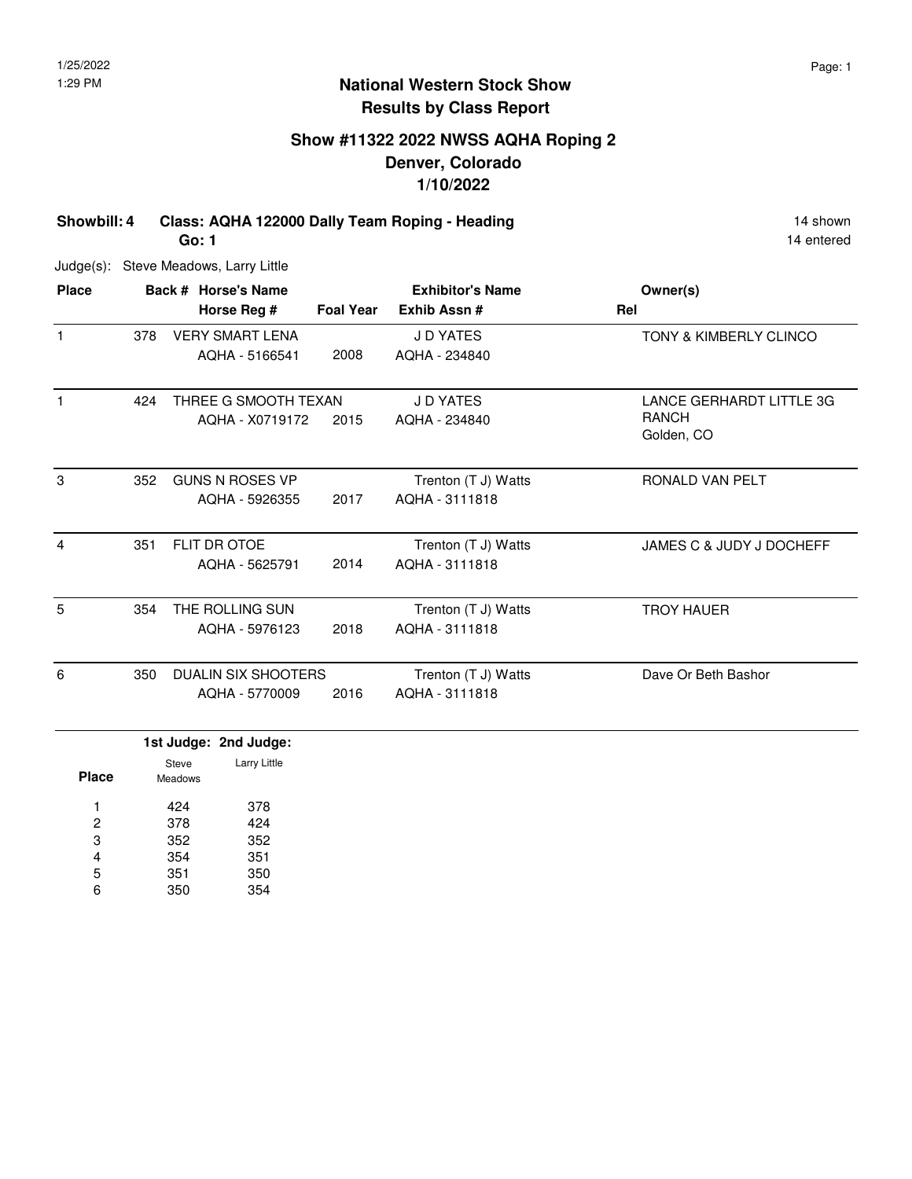# National Western Stock Show
## Results by Class Report

### Show #11322 2022 NWSS AQHA Roping 2
### Denver, Colorado
### 1/10/2022

**Showbill: 4** **Class: AQHA 122000 Dally Team Roping - Heading** 14 shown
**Go: 1** 14 entered

Judge(s): Steve Meadows, Larry Little

| Place | Back # | Horse's Name / Horse Reg # | Foal Year | Exhibitor's Name / Exhib Assn # | Owner(s) / Rel |
|---|---|---|---|---|---|
| 1 | 378 | VERY SMART LENA<br>AQHA - 5166541 | 2008 | J D YATES<br>AQHA - 234840 | TONY & KIMBERLY CLINCO |
| 1 | 424 | THREE G SMOOTH TEXAN<br>AQHA - X0719172 | 2015 | J D YATES<br>AQHA - 234840 | LANCE GERHARDT LITTLE 3G RANCH<br>Golden, CO |
| 3 | 352 | GUNS N ROSES VP<br>AQHA - 5926355 | 2017 | Trenton (T J) Watts<br>AQHA - 3111818 | RONALD VAN PELT |
| 4 | 351 | FLIT DR OTOE<br>AQHA - 5625791 | 2014 | Trenton (T J) Watts<br>AQHA - 3111818 | JAMES C & JUDY J DOCHEFF |
| 5 | 354 | THE ROLLING SUN<br>AQHA - 5976123 | 2018 | Trenton (T J) Watts<br>AQHA - 3111818 | TROY HAUER |
| 6 | 350 | DUALIN SIX SHOOTERS<br>AQHA - 5770009 | 2016 | Trenton (T J) Watts<br>AQHA - 3111818 | Dave Or Beth Bashor |

| Place | 1st Judge: Steve Meadows | 2nd Judge: Larry Little |
|---|---|---|
| 1 | 424 | 378 |
| 2 | 378 | 424 |
| 3 | 352 | 352 |
| 4 | 354 | 351 |
| 5 | 351 | 350 |
| 6 | 350 | 354 |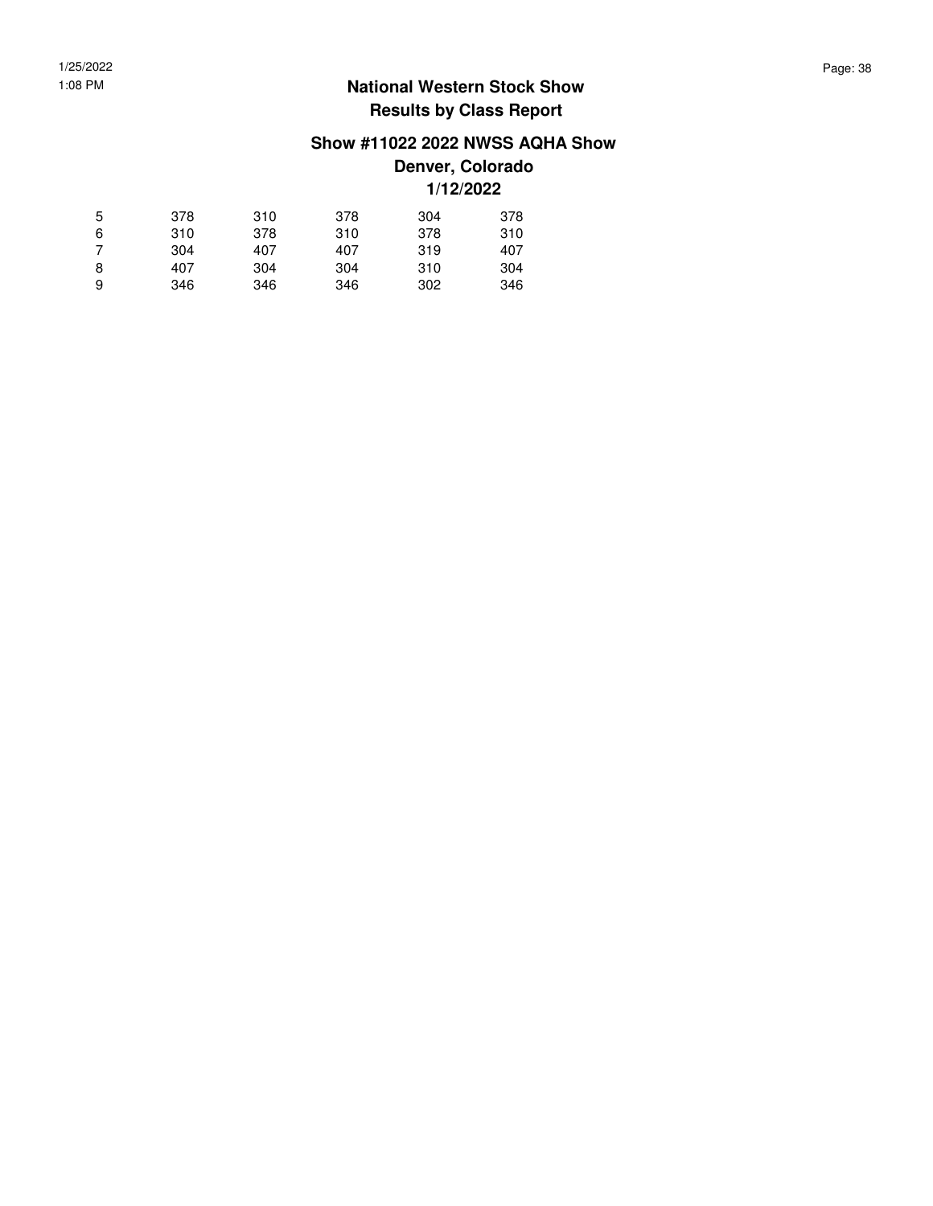# National Western Stock Show
## Results by Class Report

### Show #11022 2022 NWSS AQHA Show
### Denver, Colorado
### 1/12/2022

| | | | | | |
|---|---|---|---|---|---|
| 5 | 378 | 310 | 378 | 304 | 378 |
| 6 | 310 | 378 | 310 | 378 | 310 |
| 7 | 304 | 407 | 407 | 319 | 407 |
| 8 | 407 | 304 | 304 | 310 | 304 |
| 9 | 346 | 346 | 346 | 302 | 346 |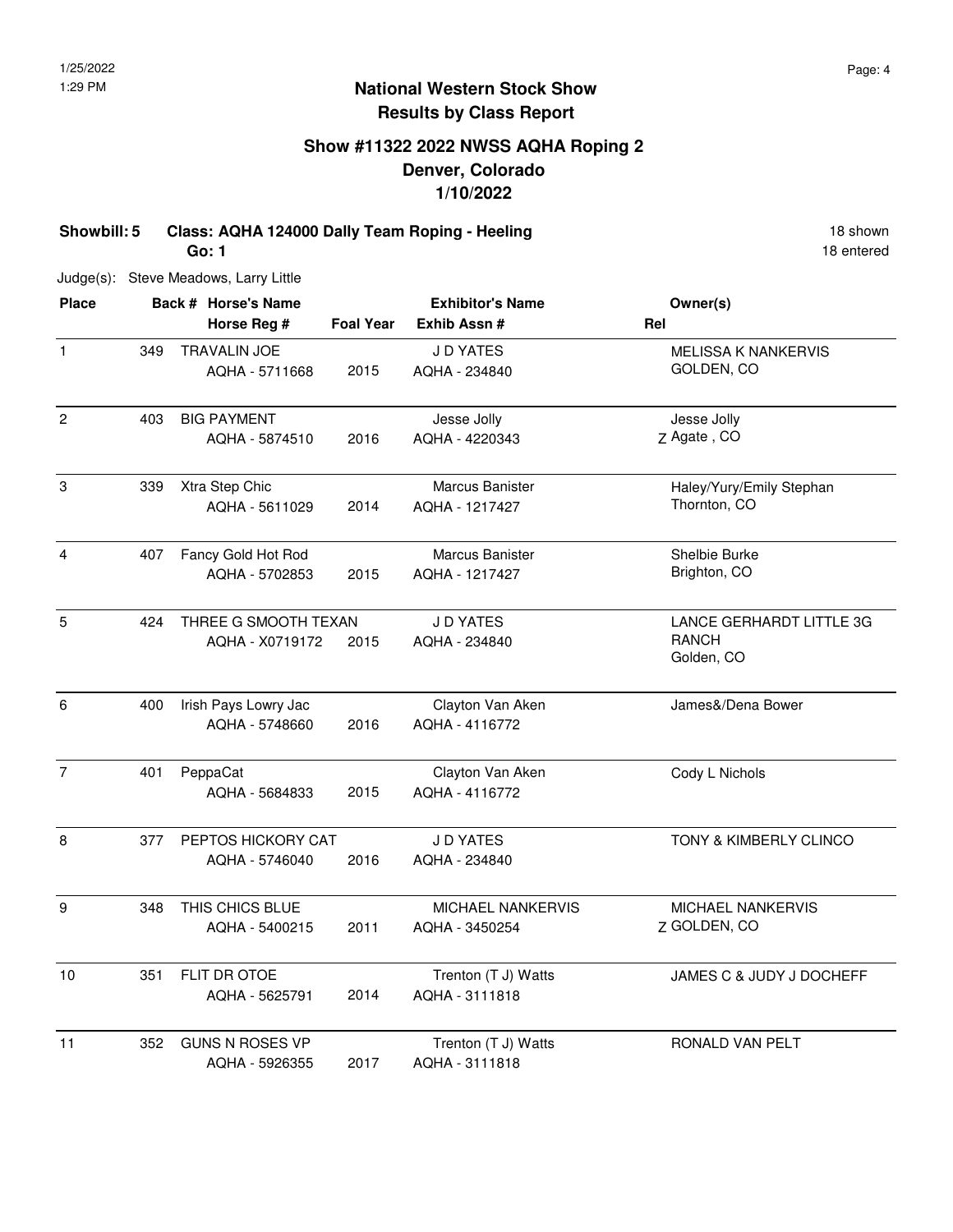# National Western Stock Show
## Results by Class Report

### Show #11322 2022 NWSS AQHA Roping 2
### Denver, Colorado
### 1/10/2022

**Showbill: 5 Class: AQHA 124000 Dally Team Roping - Heeling** 18 shown
**Go: 1** 18 entered

Judge(s): Steve Meadows, Larry Little

| Place | Back # | Horse's Name / Horse Reg # | Foal Year | Exhibitor's Name / Exhib Assn # | Rel | Owner(s) |
|---|---|---|---|---|---|---|
| 1 | 349 | TRAVALIN JOE<br>AQHA - 5711668 | 2015 | J D YATES<br>AQHA - 234840 | | MELISSA K NANKERVIS<br>GOLDEN, CO |
| 2 | 403 | BIG PAYMENT<br>AQHA - 5874510 | 2016 | Jesse Jolly<br>AQHA - 4220343 | Z | Jesse Jolly<br>Agate , CO |
| 3 | 339 | Xtra Step Chic<br>AQHA - 5611029 | 2014 | Marcus Banister<br>AQHA - 1217427 | | Haley/Yury/Emily Stephan<br>Thornton, CO |
| 4 | 407 | Fancy Gold Hot Rod<br>AQHA - 5702853 | 2015 | Marcus Banister<br>AQHA - 1217427 | | Shelbie Burke<br>Brighton, CO |
| 5 | 424 | THREE G SMOOTH TEXAN<br>AQHA - X0719172 | 2015 | J D YATES<br>AQHA - 234840 | | LANCE GERHARDT LITTLE 3G RANCH<br>Golden, CO |
| 6 | 400 | Irish Pays Lowry Jac<br>AQHA - 5748660 | 2016 | Clayton Van Aken<br>AQHA - 4116772 | | James&/Dena Bower |
| 7 | 401 | PeppaCat<br>AQHA - 5684833 | 2015 | Clayton Van Aken<br>AQHA - 4116772 | | Cody L Nichols |
| 8 | 377 | PEPTOS HICKORY CAT<br>AQHA - 5746040 | 2016 | J D YATES<br>AQHA - 234840 | | TONY & KIMBERLY CLINCO |
| 9 | 348 | THIS CHICS BLUE<br>AQHA - 5400215 | 2011 | MICHAEL NANKERVIS<br>AQHA - 3450254 | Z | MICHAEL NANKERVIS<br>GOLDEN, CO |
| 10 | 351 | FLIT DR OTOE<br>AQHA - 5625791 | 2014 | Trenton (T J) Watts<br>AQHA - 3111818 | | JAMES C & JUDY J DOCHEFF |
| 11 | 352 | GUNS N ROSES VP<br>AQHA - 5926355 | 2017 | Trenton (T J) Watts<br>AQHA - 3111818 | | RONALD VAN PELT |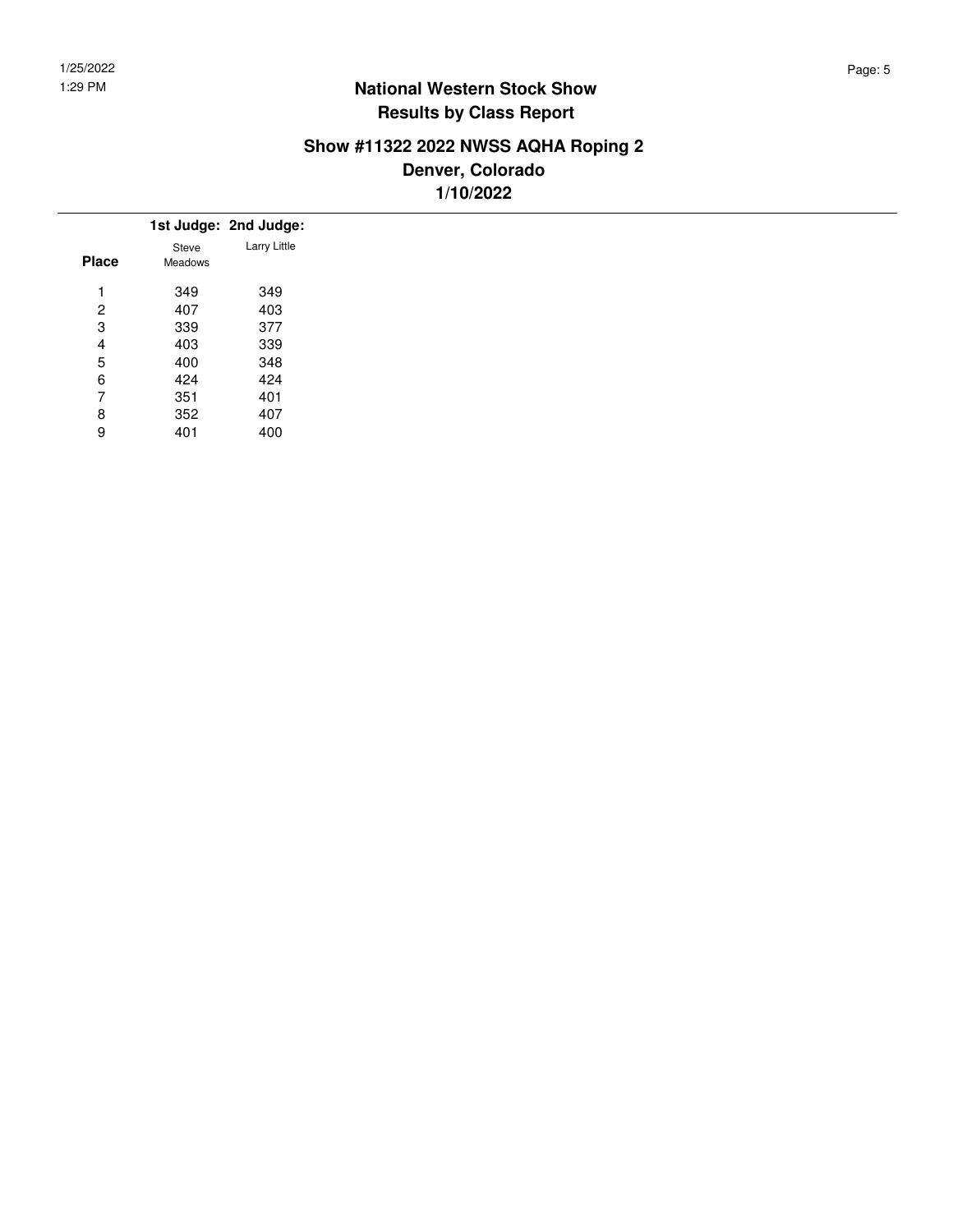# National Western Stock Show
## Results by Class Report

### Show #11322 2022 NWSS AQHA Roping 2
### Denver, Colorado
### 1/10/2022

| Place | 1st Judge: Steve Meadows | 2nd Judge: Larry Little |
|---|---|---|
| 1 | 349 | 349 |
| 2 | 407 | 403 |
| 3 | 339 | 377 |
| 4 | 403 | 339 |
| 5 | 400 | 348 |
| 6 | 424 | 424 |
| 7 | 351 | 401 |
| 8 | 352 | 407 |
| 9 | 401 | 400 |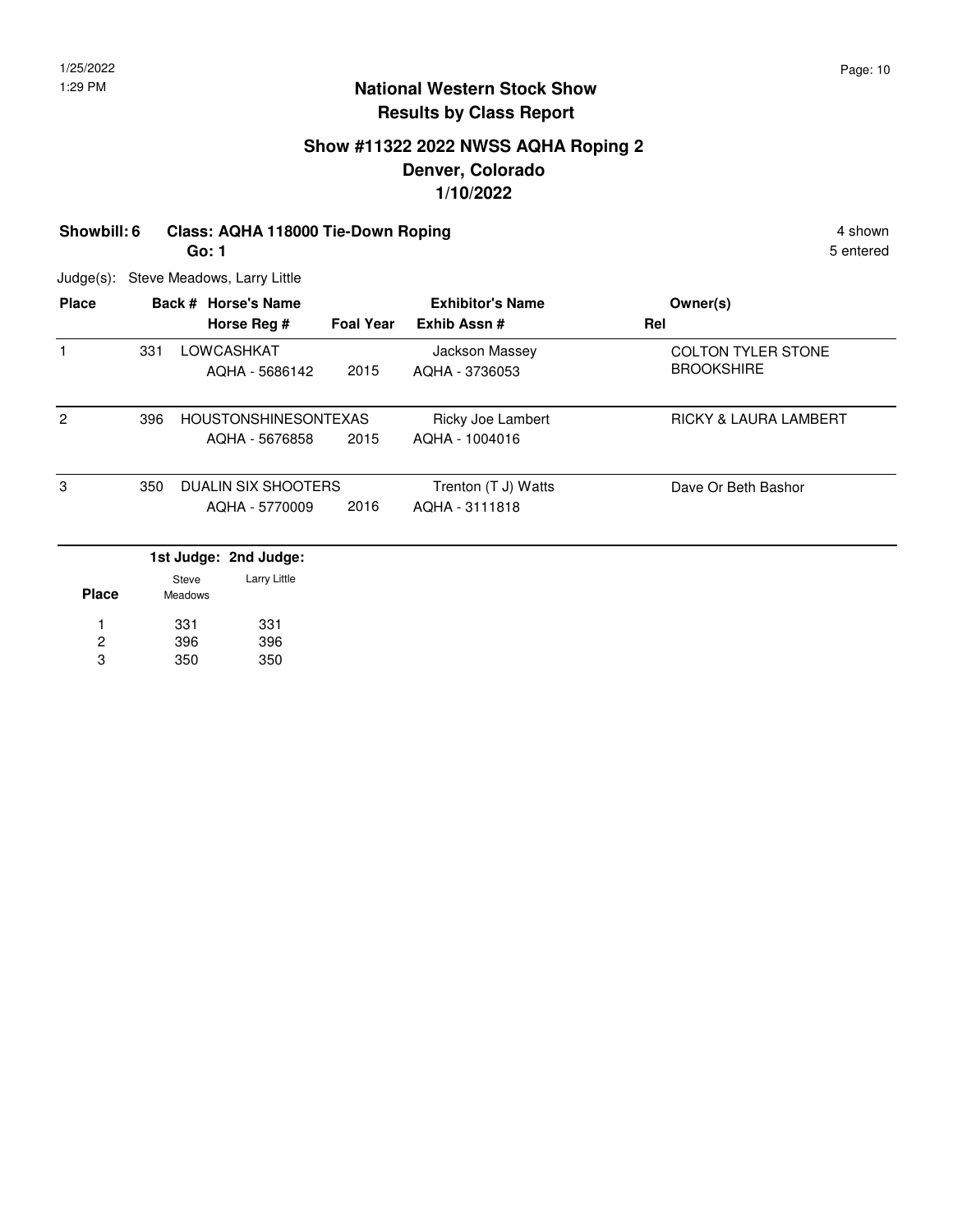# National Western Stock Show
## Results by Class Report

### Show #11322 2022 NWSS AQHA Roping 2
### Denver, Colorado
### 1/10/2022

**Showbill: 6 Class: AQHA 118000 Tie-Down Roping** 4 shown

**Go: 1** 5 entered

Judge(s): Steve Meadows, Larry Little

| Place | Back # | Horse's Name / Horse Reg # | Foal Year | Exhibitor's Name / Exhib Assn # | Owner(s) / Rel |
|---|---|---|---|---|---|
| 1 | 331 | LOWCASHKAT<br>AQHA - 5686142 | 2015 | Jackson Massey<br>AQHA - 3736053 | COLTON TYLER STONE BROOKSHIRE |
| 2 | 396 | HOUSTONSHINESONTEXAS<br>AQHA - 5676858 | 2015 | Ricky Joe Lambert<br>AQHA - 1004016 | RICKY & LAURA LAMBERT |
| 3 | 350 | DUALIN SIX SHOOTERS<br>AQHA - 5770009 | 2016 | Trenton (T J) Watts<br>AQHA - 3111818 | Dave Or Beth Bashor |

| Place | 1st Judge: Steve Meadows | 2nd Judge: Larry Little |
|---|---|---|
| 1 | 331 | 331 |
| 2 | 396 | 396 |
| 3 | 350 | 350 |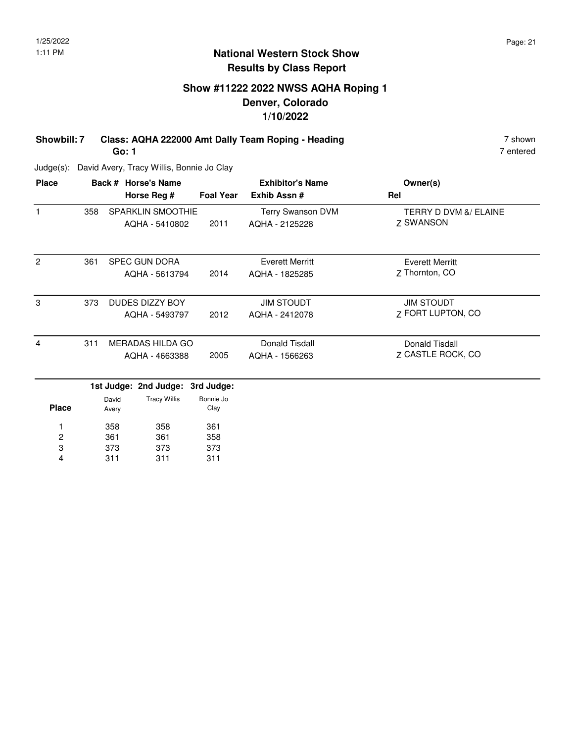## National Western Stock Show
## Results by Class Report

### Show #11222 2022 NWSS AQHA Roping 1
### Denver, Colorado
### 1/10/2022

**Showbill: 7 Class: AQHA 222000 Amt Dally Team Roping - Heading** 7 shown
**Go: 1** 7 entered

Judge(s): David Avery, Tracy Willis, Bonnie Jo Clay

| Place | Back # | Horse's Name / Horse Reg # | Foal Year | Exhibitor's Name / Exhib Assn # | Owner(s) / Rel |
|---|---|---|---|---|---|
| 1 | 358 | SPARKLIN SMOOTHIE<br>AQHA - 5410802 | 2011 | Terry Swanson DVM<br>AQHA - 2125228 | TERRY D DVM &/ ELAINE<br>Z SWANSON |
| 2 | 361 | SPEC GUN DORA<br>AQHA - 5613794 | 2014 | Everett Merritt<br>AQHA - 1825285 | Everett Merritt<br>Z Thornton, CO |
| 3 | 373 | DUDES DIZZY BOY<br>AQHA - 5493797 | 2012 | JIM STOUDT<br>AQHA - 2412078 | JIM STOUDT<br>Z FORT LUPTON, CO |
| 4 | 311 | MERADAS HILDA GO<br>AQHA - 4663388 | 2005 | Donald Tisdall<br>AQHA - 1566263 | Donald Tisdall<br>Z CASTLE ROCK, CO |

| Place | 1st Judge: David Avery | 2nd Judge: Tracy Willis | 3rd Judge: Bonnie Jo Clay |
|---|---|---|---|
| 1 | 358 | 358 | 361 |
| 2 | 361 | 361 | 358 |
| 3 | 373 | 373 | 373 |
| 4 | 311 | 311 | 311 |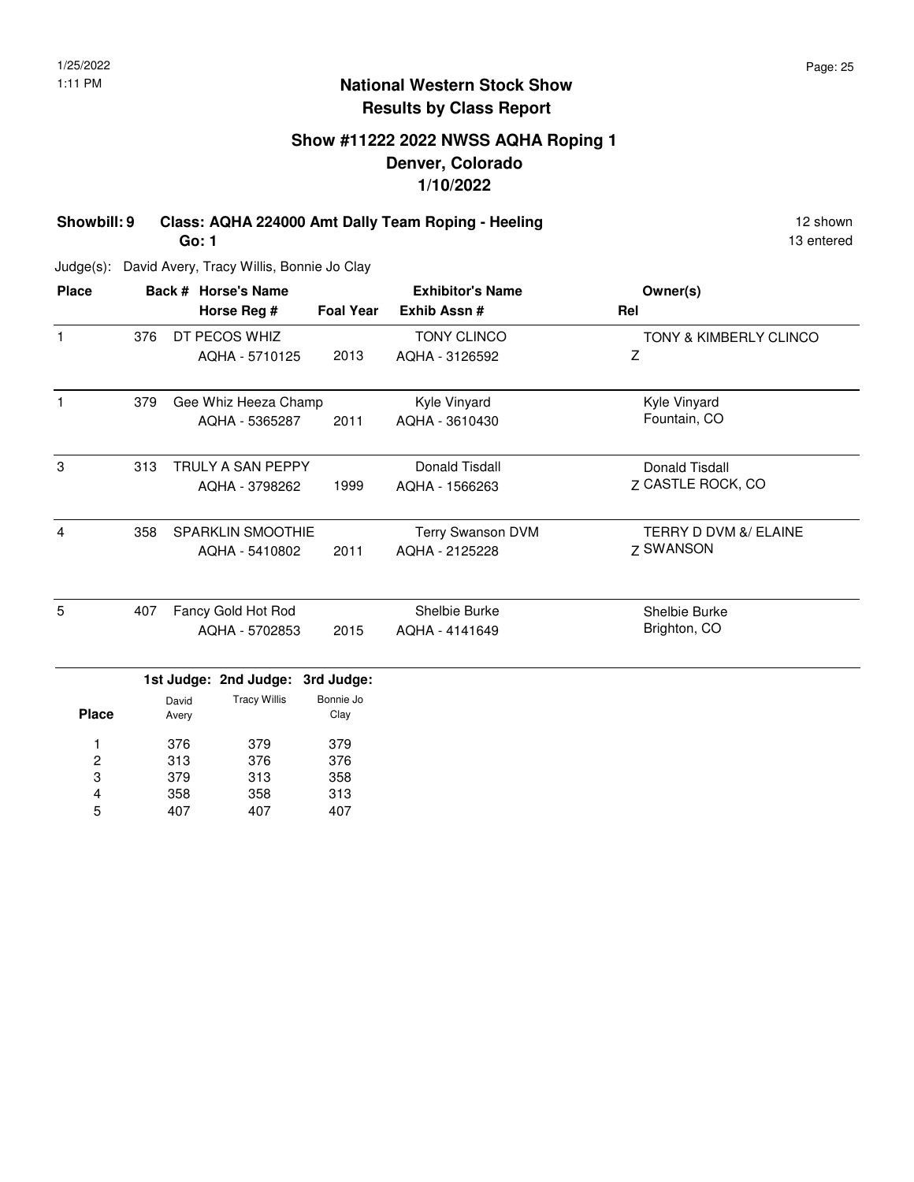# National Western Stock Show
## Results by Class Report

### Show #11222 2022 NWSS AQHA Roping 1
### Denver, Colorado
### 1/10/2022

**Showbill: 9 Class: AQHA 224000 Amt Dally Team Roping - Heeling** 12 shown

**Go: 1** 13 entered

Judge(s): David Avery, Tracy Willis, Bonnie Jo Clay

| Place | Back # | Horse's Name / Horse Reg # | Foal Year | Exhibitor's Name / Exhib Assn # | Owner(s) / Rel |
|---|---|---|---|---|---|
| 1 | 376 | DT PECOS WHIZ<br>AQHA - 5710125 | 2013 | TONY CLINCO<br>AQHA - 3126592 | TONY & KIMBERLY CLINCO<br>Z |
| 1 | 379 | Gee Whiz Heeza Champ<br>AQHA - 5365287 | 2011 | Kyle Vinyard<br>AQHA - 3610430 | Kyle Vinyard<br>Fountain, CO |
| 3 | 313 | TRULY A SAN PEPPY<br>AQHA - 3798262 | 1999 | Donald Tisdall<br>AQHA - 1566263 | Donald Tisdall<br>Z CASTLE ROCK, CO |
| 4 | 358 | SPARKLIN SMOOTHIE<br>AQHA - 5410802 | 2011 | Terry Swanson DVM<br>AQHA - 2125228 | TERRY D DVM &/ ELAINE<br>Z SWANSON |
| 5 | 407 | Fancy Gold Hot Rod<br>AQHA - 5702853 | 2015 | Shelbie Burke<br>AQHA - 4141649 | Shelbie Burke<br>Brighton, CO |

| Place | 1st Judge: David Avery | 2nd Judge: Tracy Willis | 3rd Judge: Bonnie Jo Clay |
|---|---|---|---|
| 1 | 376 | 379 | 379 |
| 2 | 313 | 376 | 376 |
| 3 | 379 | 313 | 358 |
| 4 | 358 | 358 | 313 |
| 5 | 407 | 407 | 407 |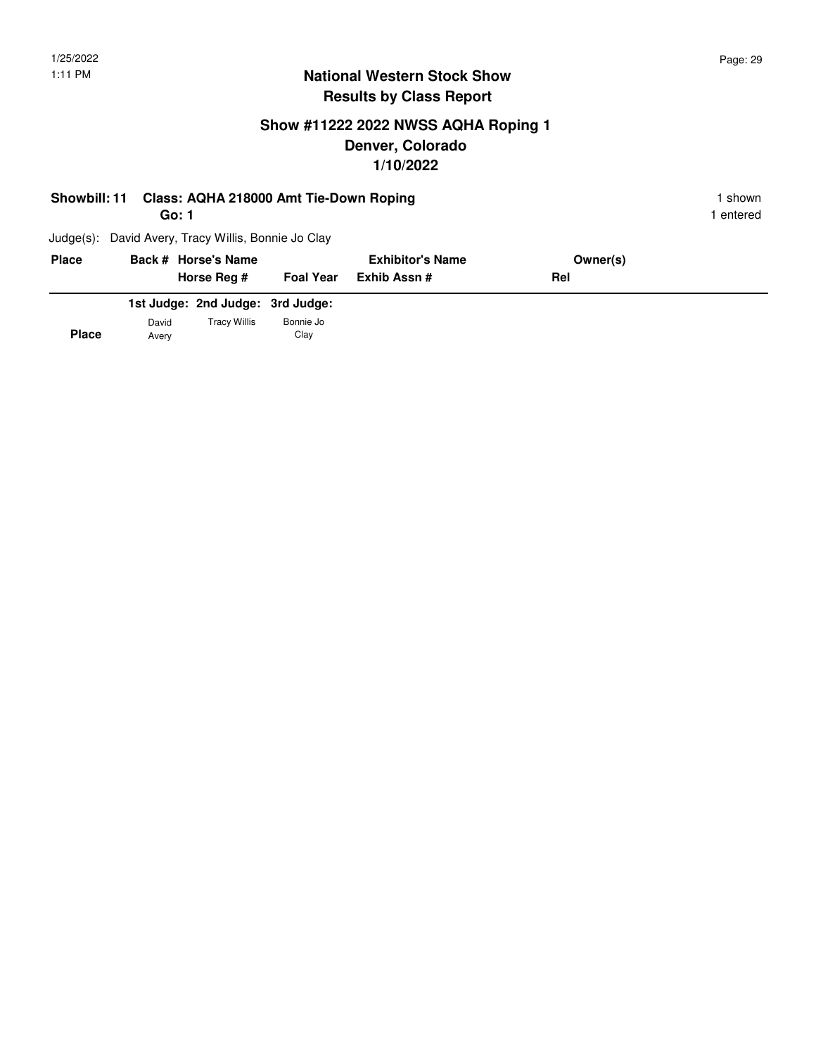## National Western Stock Show
## Results by Class Report

### Show #11222 2022 NWSS AQHA Roping 1
### Denver, Colorado
### 1/10/2022

**Showbill: 11 Class: AQHA 218000 Amt Tie-Down Roping** 1 shown

**Go: 1** 1 entered

Judge(s): David Avery, Tracy Willis, Bonnie Jo Clay

| Place | Back # | Horse's Name / Horse Reg # | Foal Year | Exhibitor's Name / Exhib Assn # | Owner(s) / Rel |
|---|---|---|---|---|---|

| Place | 1st Judge: David Avery | 2nd Judge: Tracy Willis | 3rd Judge: Bonnie Jo Clay |
|---|---|---|---|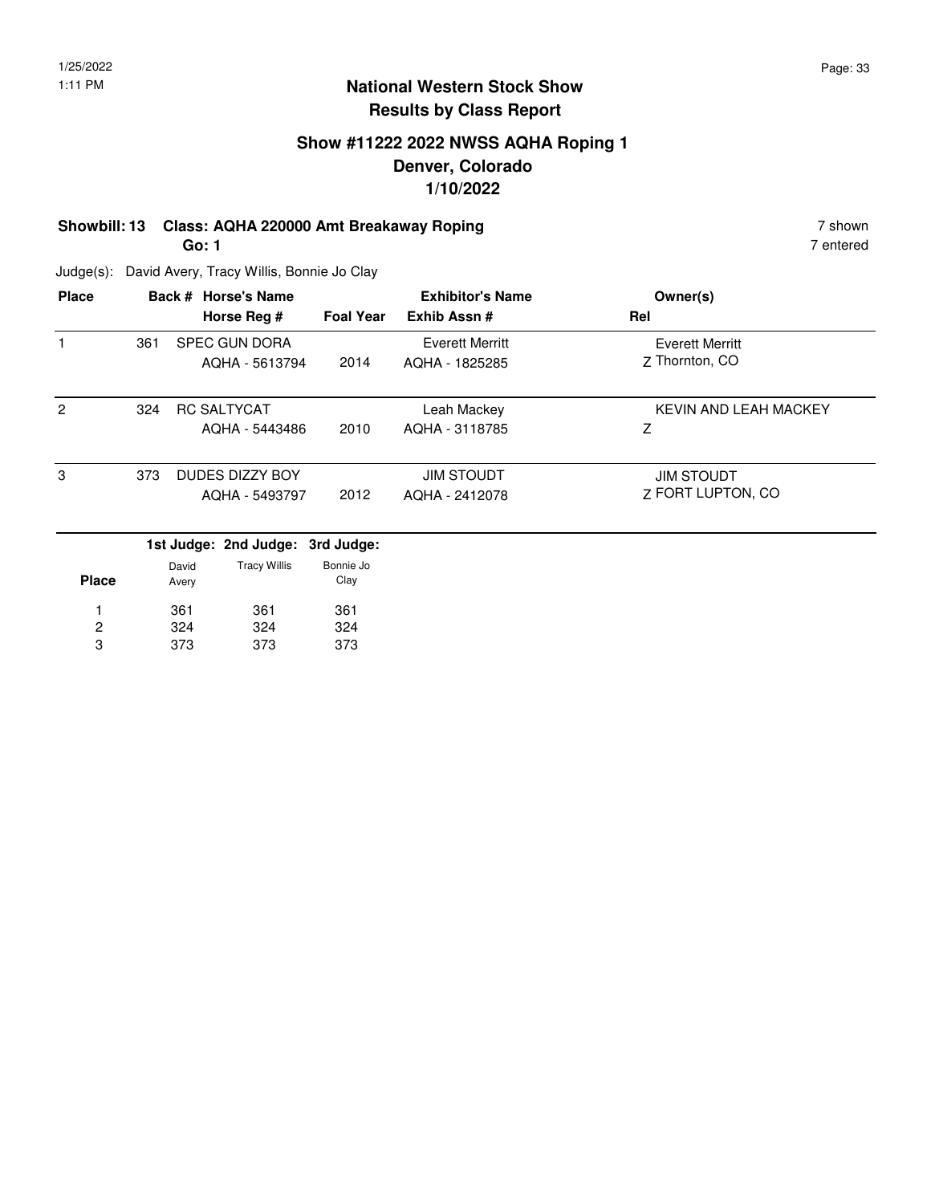# National Western Stock Show
## Results by Class Report

### Show #11222 2022 NWSS AQHA Roping 1
### Denver, Colorado
### 1/10/2022

**Showbill: 13 Class: AQHA 220000 Amt Breakaway Roping** 7 shown

**Go: 1** 7 entered

Judge(s): David Avery, Tracy Willis, Bonnie Jo Clay

| Place | Back # | Horse's Name / Horse Reg # | Foal Year | Exhibitor's Name / Exhib Assn # | Owner(s) / Rel |
|---|---|---|---|---|---|
| 1 | 361 | SPEC GUN DORA<br>AQHA - 5613794 | 2014 | Everett Merritt<br>AQHA - 1825285 | Everett Merritt<br>Z Thornton, CO |
| 2 | 324 | RC SALTYCAT<br>AQHA - 5443486 | 2010 | Leah Mackey<br>AQHA - 3118785 | KEVIN AND LEAH MACKEY<br>Z |
| 3 | 373 | DUDES DIZZY BOY<br>AQHA - 5493797 | 2012 | JIM STOUDT<br>AQHA - 2412078 | JIM STOUDT<br>Z FORT LUPTON, CO |

| Place | 1st Judge: David Avery | 2nd Judge: Tracy Willis | 3rd Judge: Bonnie Jo Clay |
|---|---|---|---|
| 1 | 361 | 361 | 361 |
| 2 | 324 | 324 | 324 |
| 3 | 373 | 373 | 373 |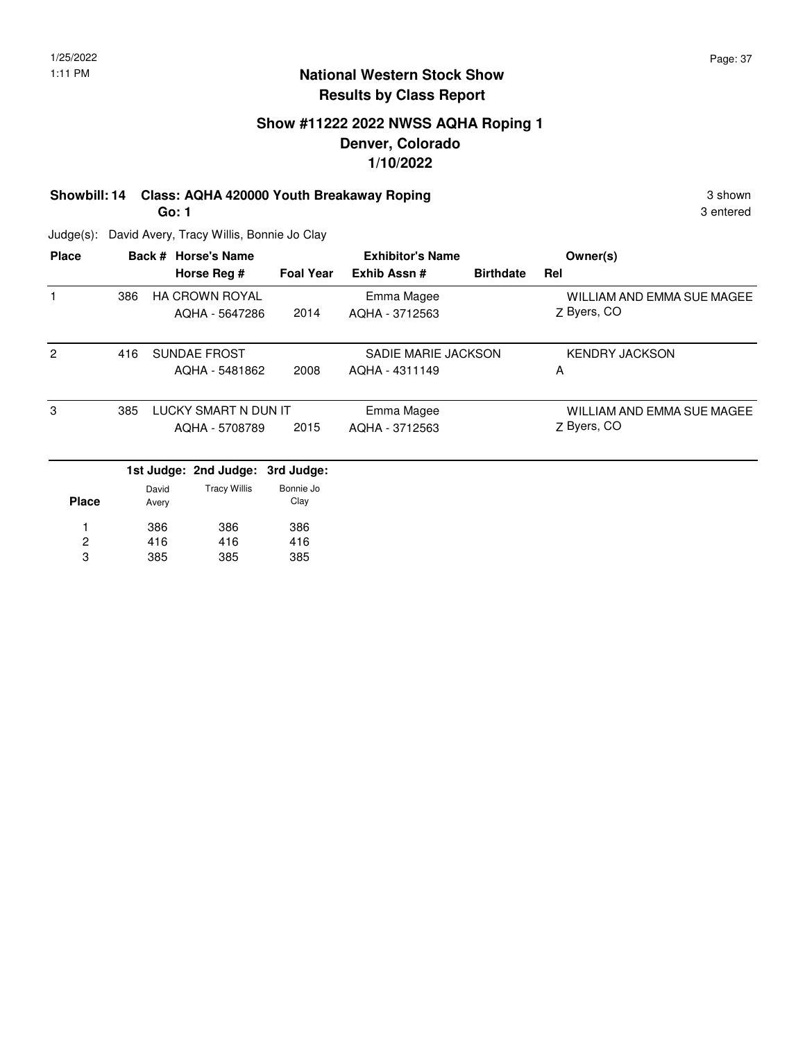# National Western Stock Show
## Results by Class Report

### Show #11222 2022 NWSS AQHA Roping 1
### Denver, Colorado
### 1/10/2022

**Showbill: 14 Class: AQHA 420000 Youth Breakaway Roping** 3 shown
**Go: 1** 3 entered

Judge(s): David Avery, Tracy Willis, Bonnie Jo Clay

| Place | Back # | Horse's Name / Horse Reg # | Foal Year | Exhibitor's Name / Exhib Assn # | Birthdate | Rel | Owner(s) |
|---|---|---|---|---|---|---|---|
| 1 | 386 | HA CROWN ROYAL / AQHA - 5647286 | 2014 | Emma Magee / AQHA - 3712563 | | Z | WILLIAM AND EMMA SUE MAGEE / Byers, CO |
| 2 | 416 | SUNDAE FROST / AQHA - 5481862 | 2008 | SADIE MARIE JACKSON / AQHA - 4311149 | | A | KENDRY JACKSON |
| 3 | 385 | LUCKY SMART N DUN IT / AQHA - 5708789 | 2015 | Emma Magee / AQHA - 3712563 | | Z | WILLIAM AND EMMA SUE MAGEE / Byers, CO |

| Place | 1st Judge: David Avery | 2nd Judge: Tracy Willis | 3rd Judge: Bonnie Jo Clay |
|---|---|---|---|
| 1 | 386 | 386 | 386 |
| 2 | 416 | 416 | 416 |
| 3 | 385 | 385 | 385 |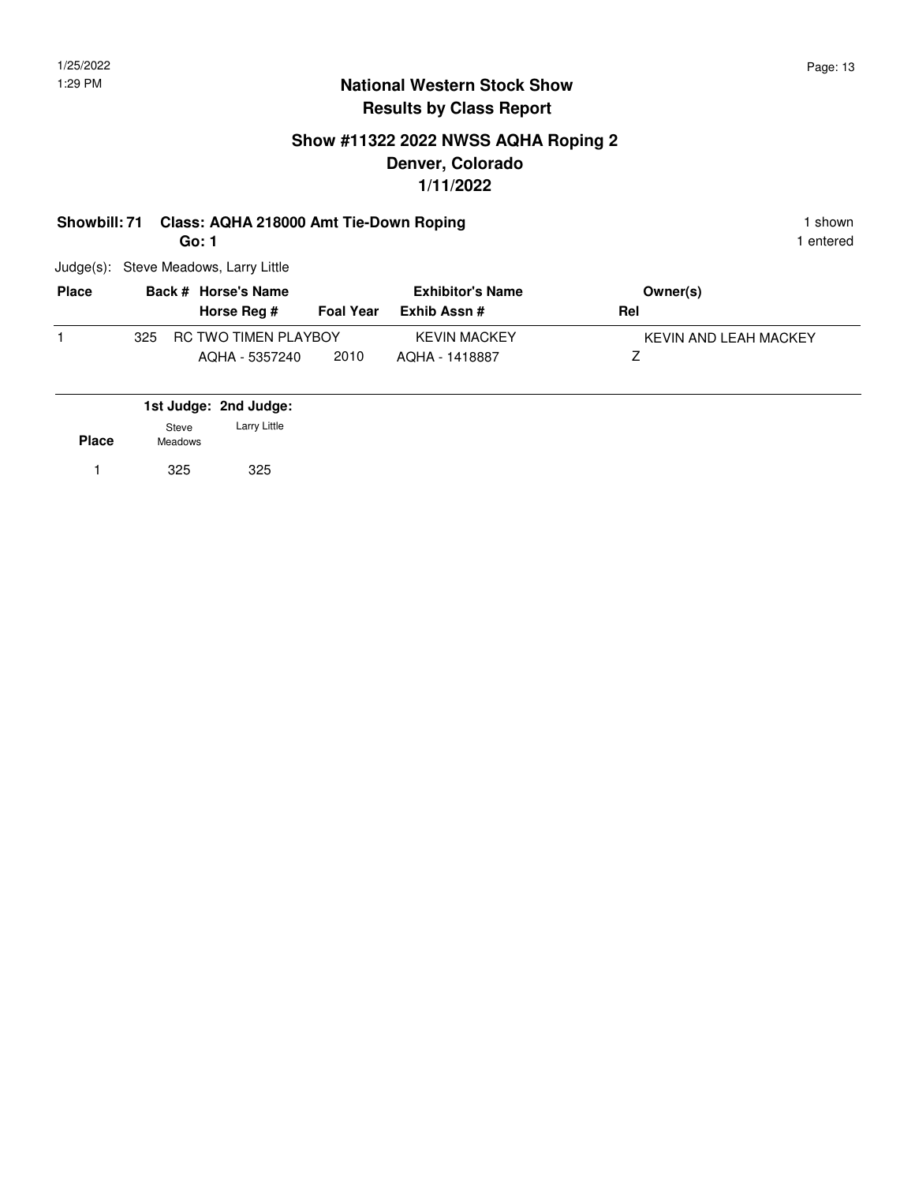## National Western Stock Show
## Results by Class Report

### Show #11322 2022 NWSS AQHA Roping 2
### Denver, Colorado
### 1/11/2022

**Showbill: 71 Class: AQHA 218000 Amt Tie-Down Roping** — 1 shown

**Go: 1** — 1 entered

Judge(s): Steve Meadows, Larry Little

| Place | Back # | Horse's Name / Horse Reg # | Foal Year | Exhibitor's Name / Exhib Assn # | Owner(s) / Rel |
|---|---|---|---|---|---|
| 1 | 325 | RC TWO TIMEN PLAYBOY<br>AQHA - 5357240 | 2010 | KEVIN MACKEY<br>AQHA - 1418887 | KEVIN AND LEAH MACKEY<br>Z |

| Place | 1st Judge: Steve Meadows | 2nd Judge: Larry Little |
|---|---|---|
| 1 | 325 | 325 |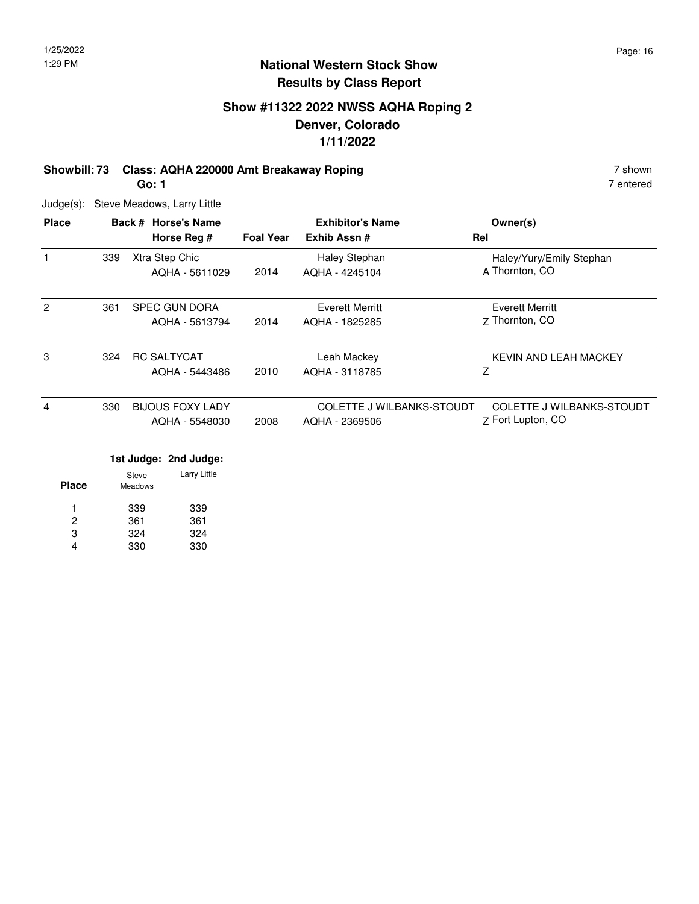## National Western Stock Show
## Results by Class Report

### Show #11322 2022 NWSS AQHA Roping 2
### Denver, Colorado
### 1/11/2022

**Showbill: 73 Class: AQHA 220000 Amt Breakaway Roping** — 7 shown

**Go: 1** — 7 entered

Judge(s): Steve Meadows, Larry Little

| Place | Back # | Horse's Name / Horse Reg # | Foal Year | Exhibitor's Name / Exhib Assn # | Rel | Owner(s) |
|---|---|---|---|---|---|---|
| 1 | 339 | Xtra Step Chic<br>AQHA - 5611029 | 2014 | Haley Stephan<br>AQHA - 4245104 | A | Haley/Yury/Emily Stephan<br>Thornton, CO |
| 2 | 361 | SPEC GUN DORA<br>AQHA - 5613794 | 2014 | Everett Merritt<br>AQHA - 1825285 | Z | Everett Merritt<br>Thornton, CO |
| 3 | 324 | RC SALTYCAT<br>AQHA - 5443486 | 2010 | Leah Mackey<br>AQHA - 3118785 | Z | KEVIN AND LEAH MACKEY |
| 4 | 330 | BIJOUS FOXY LADY<br>AQHA - 5548030 | 2008 | COLETTE J WILBANKS-STOUDT<br>AQHA - 2369506 | Z | COLETTE J WILBANKS-STOUDT<br>Fort Lupton, CO |

| Place | 1st Judge: Steve Meadows | 2nd Judge: Larry Little |
|---|---|---|
| 1 | 339 | 339 |
| 2 | 361 | 361 |
| 3 | 324 | 324 |
| 4 | 330 | 330 |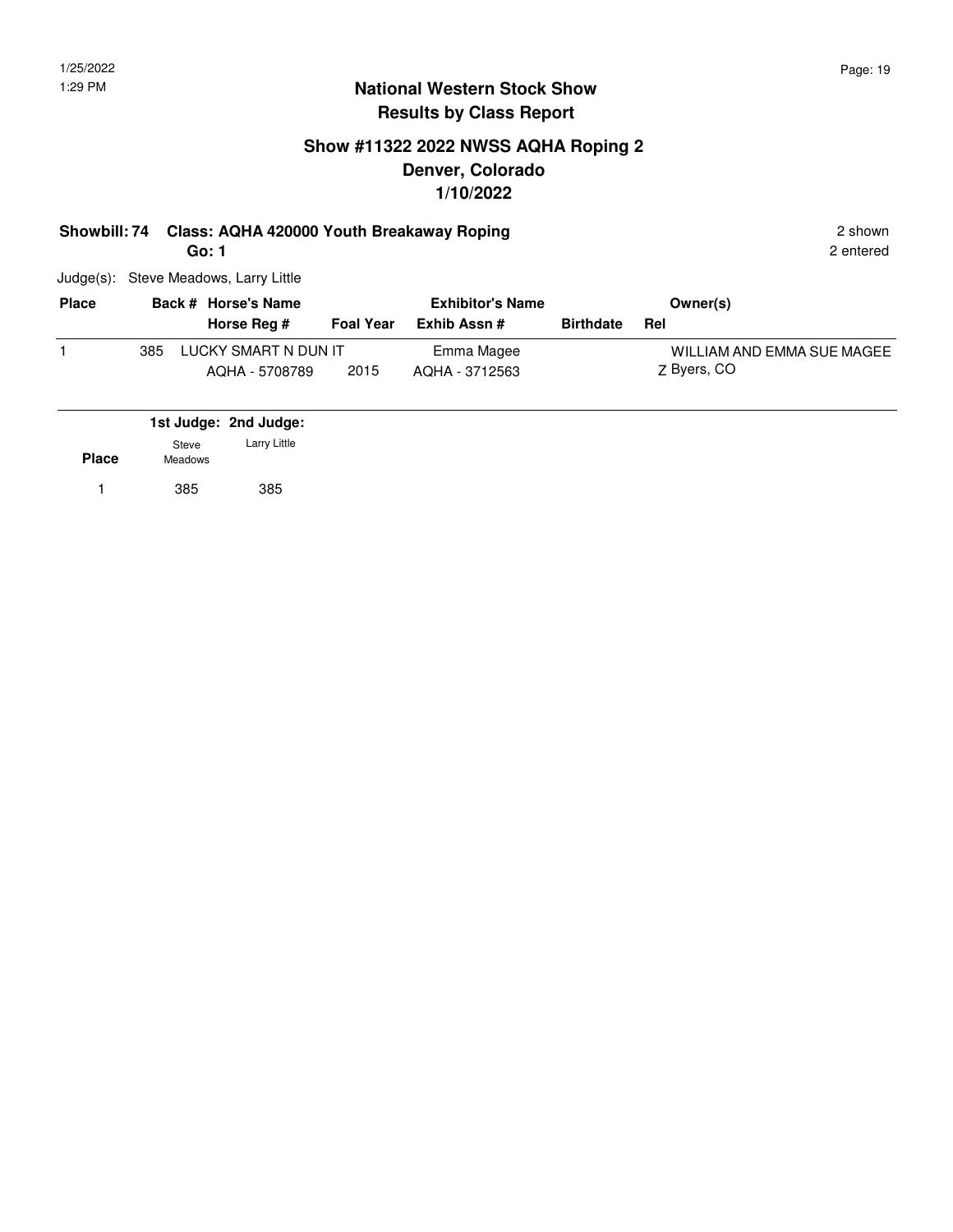# National Western Stock Show
## Results by Class Report

### Show #11322 2022 NWSS AQHA Roping 2
### Denver, Colorado
### 1/10/2022

**Showbill: 74 Class: AQHA 420000 Youth Breakaway Roping** — 2 shown

**Go: 1** — 2 entered

Judge(s): Steve Meadows, Larry Little

| Place | Back # | Horse's Name / Horse Reg # | Foal Year | Exhibitor's Name / Exhib Assn # | Birthdate | Owner(s) / Rel |
|---|---|---|---|---|---|---|
| 1 | 385 | LUCKY SMART N DUN IT<br>AQHA - 5708789 | 2015 | Emma Magee<br>AQHA - 3712563 | | WILLIAM AND EMMA SUE MAGEE<br>Z Byers, CO |

| Place | 1st Judge: Steve Meadows | 2nd Judge: Larry Little |
|---|---|---|
| 1 | 385 | 385 |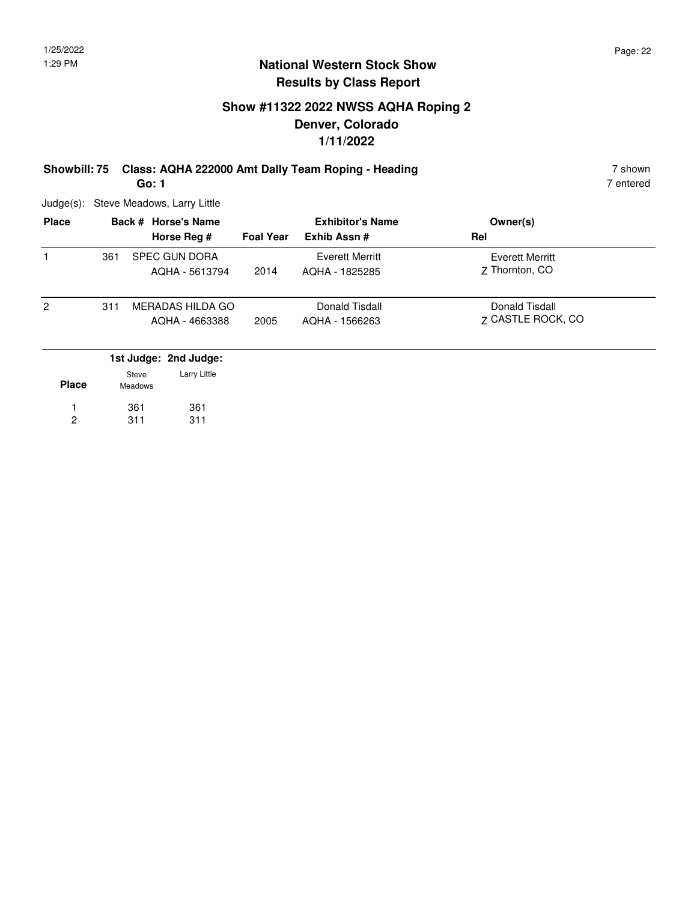## National Western Stock Show
## Results by Class Report

### Show #11322 2022 NWSS AQHA Roping 2
### Denver, Colorado
### 1/11/2022

**Showbill: 75 Class: AQHA 222000 Amt Dally Team Roping - Heading** 7 shown

**Go: 1** 7 entered

Judge(s): Steve Meadows, Larry Little

| Place | Back # | Horse's Name / Horse Reg # | Foal Year | Exhibitor's Name / Exhib Assn # | Owner(s) / Rel |
|---|---|---|---|---|---|
| 1 | 361 | SPEC GUN DORA<br>AQHA - 5613794 | 2014 | Everett Merritt<br>AQHA - 1825285 | Everett Merritt<br>Z Thornton, CO |
| 2 | 311 | MERADAS HILDA GO<br>AQHA - 4663388 | 2005 | Donald Tisdall<br>AQHA - 1566263 | Donald Tisdall<br>Z CASTLE ROCK, CO |

| Place | 1st Judge: Steve Meadows | 2nd Judge: Larry Little |
|---|---|---|
| 1 | 361 | 361 |
| 2 | 311 | 311 |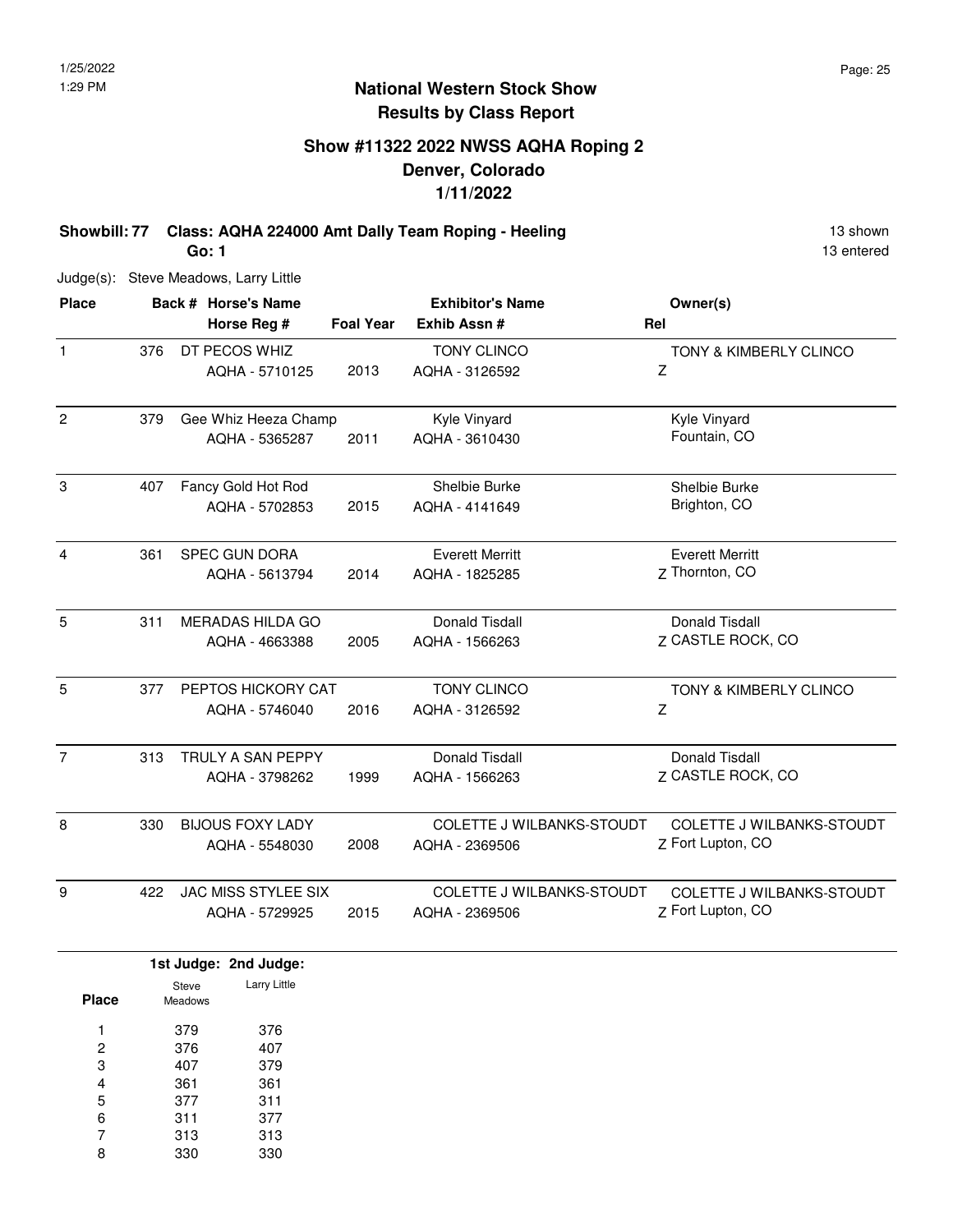# National Western Stock Show
## Results by Class Report

### Show #11322 2022 NWSS AQHA Roping 2
### Denver, Colorado
### 1/11/2022

**Showbill: 77 Class: AQHA 224000 Amt Dally Team Roping - Heeling** — 13 shown, 13 entered

**Go: 1**

Judge(s): Steve Meadows, Larry Little

| Place | Back # | Horse's Name / Horse Reg # | Foal Year | Exhibitor's Name / Exhib Assn # | Rel | Owner(s) |
|---|---|---|---|---|---|---|
| 1 | 376 | DT PECOS WHIZ<br>AQHA - 5710125 | 2013 | TONY CLINCO<br>AQHA - 3126592 | Z | TONY & KIMBERLY CLINCO |
| 2 | 379 | Gee Whiz Heeza Champ<br>AQHA - 5365287 | 2011 | Kyle Vinyard<br>AQHA - 3610430 | | Kyle Vinyard<br>Fountain, CO |
| 3 | 407 | Fancy Gold Hot Rod<br>AQHA - 5702853 | 2015 | Shelbie Burke<br>AQHA - 4141649 | | Shelbie Burke<br>Brighton, CO |
| 4 | 361 | SPEC GUN DORA<br>AQHA - 5613794 | 2014 | Everett Merritt<br>AQHA - 1825285 | Z | Everett Merritt<br>Thornton, CO |
| 5 | 311 | MERADAS HILDA GO<br>AQHA - 4663388 | 2005 | Donald Tisdall<br>AQHA - 1566263 | Z | Donald Tisdall<br>CASTLE ROCK, CO |
| 5 | 377 | PEPTOS HICKORY CAT<br>AQHA - 5746040 | 2016 | TONY CLINCO<br>AQHA - 3126592 | Z | TONY & KIMBERLY CLINCO |
| 7 | 313 | TRULY A SAN PEPPY<br>AQHA - 3798262 | 1999 | Donald Tisdall<br>AQHA - 1566263 | Z | Donald Tisdall<br>CASTLE ROCK, CO |
| 8 | 330 | BIJOUS FOXY LADY<br>AQHA - 5548030 | 2008 | COLETTE J WILBANKS-STOUDT<br>AQHA - 2369506 | Z | COLETTE J WILBANKS-STOUDT<br>Fort Lupton, CO |
| 9 | 422 | JAC MISS STYLEE SIX<br>AQHA - 5729925 | 2015 | COLETTE J WILBANKS-STOUDT<br>AQHA - 2369506 | Z | COLETTE J WILBANKS-STOUDT<br>Fort Lupton, CO |

| Place | 1st Judge: Steve Meadows | 2nd Judge: Larry Little |
|---|---|---|
| 1 | 379 | 376 |
| 2 | 376 | 407 |
| 3 | 407 | 379 |
| 4 | 361 | 361 |
| 5 | 377 | 311 |
| 6 | 311 | 377 |
| 7 | 313 | 313 |
| 8 | 330 | 330 |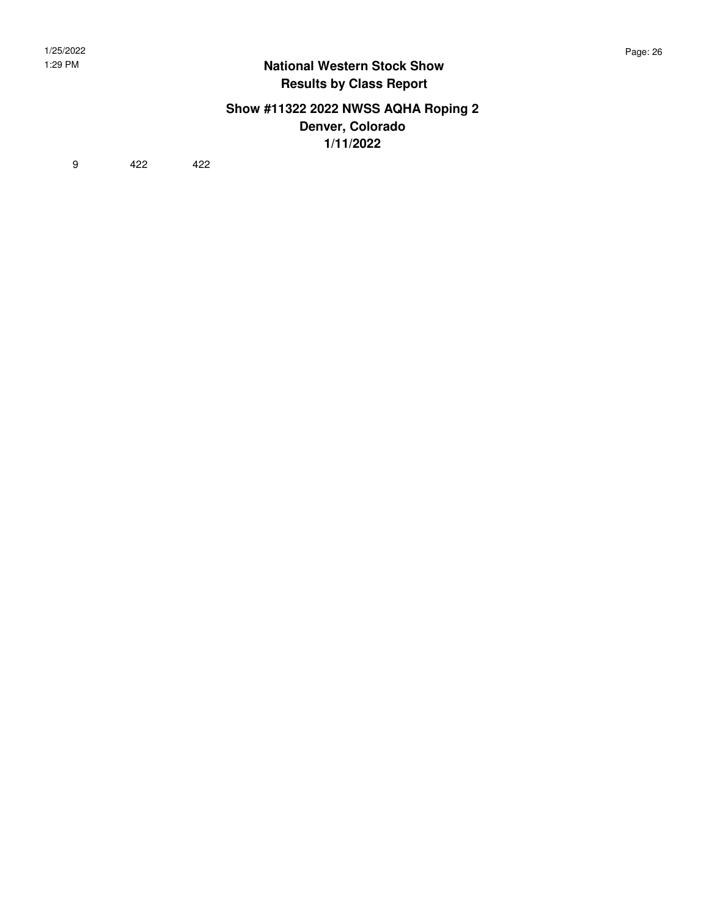# National Western Stock Show
## Results by Class Report

### Show #11322 2022 NWSS AQHA Roping 2
### Denver, Colorado
### 1/11/2022

9 422 422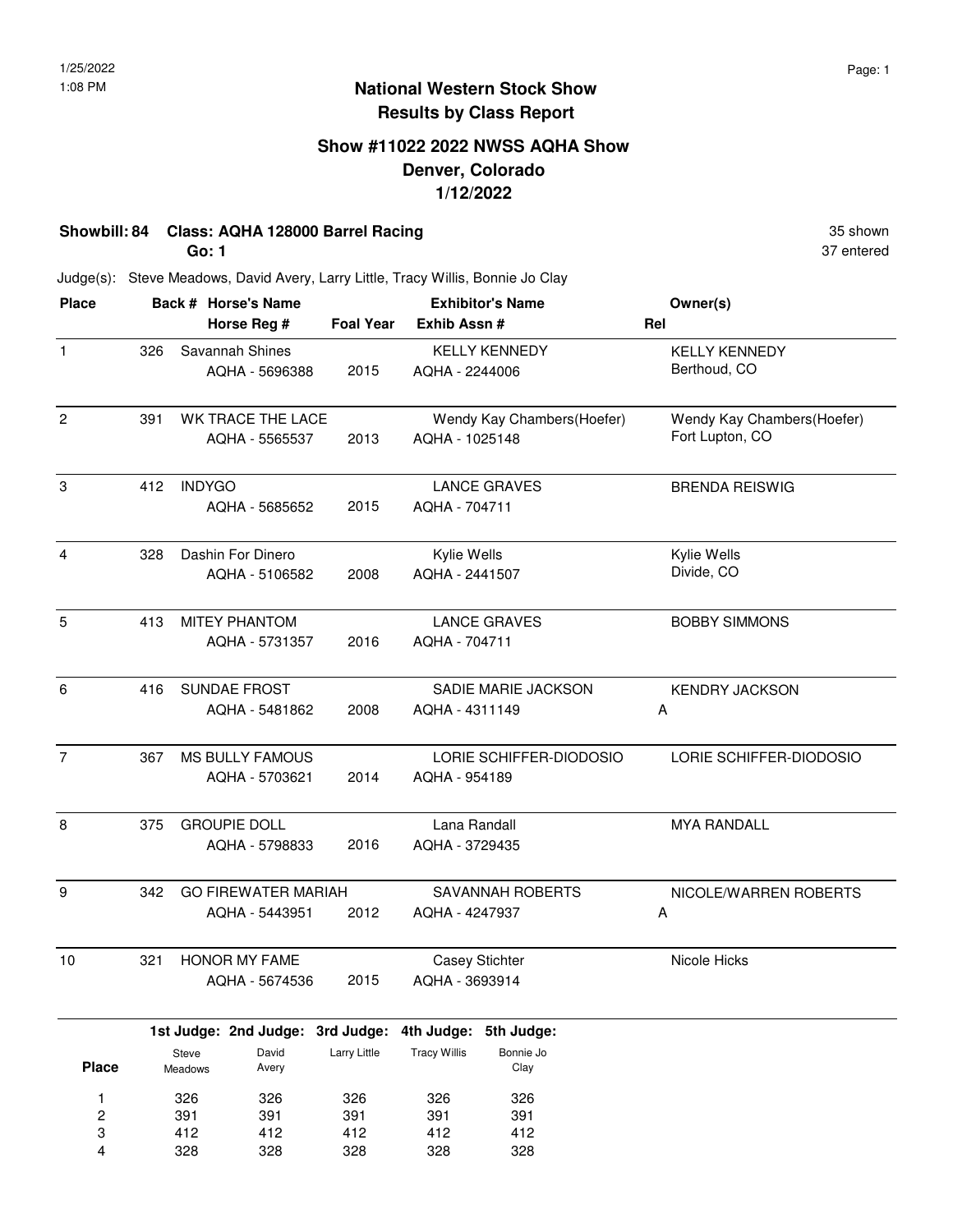1/25/2022
1:08 PM

## National Western Stock Show
## Results by Class Report

### Show #11022 2022 NWSS AQHA Show
### Denver, Colorado
### 1/12/2022

**Showbill: 84 Class: AQHA 128000 Barrel Racing** 35 shown

**Go: 1** 37 entered

Judge(s): Steve Meadows, David Avery, Larry Little, Tracy Willis, Bonnie Jo Clay

| Place | Back # | Horse's Name / Horse Reg # | Foal Year | Exhibitor's Name / Exhib Assn # | Rel | Owner(s) |
|---|---|---|---|---|---|---|
| 1 | 326 | Savannah Shines<br>AQHA - 5696388 | 2015 | KELLY KENNEDY<br>AQHA - 2244006 | | KELLY KENNEDY<br>Berthoud, CO |
| 2 | 391 | WK TRACE THE LACE<br>AQHA - 5565537 | 2013 | Wendy Kay Chambers(Hoefer)<br>AQHA - 1025148 | | Wendy Kay Chambers(Hoefer)<br>Fort Lupton, CO |
| 3 | 412 | INDYGO<br>AQHA - 5685652 | 2015 | LANCE GRAVES<br>AQHA - 704711 | | BRENDA REISWIG |
| 4 | 328 | Dashin For Dinero<br>AQHA - 5106582 | 2008 | Kylie Wells<br>AQHA - 2441507 | | Kylie Wells<br>Divide, CO |
| 5 | 413 | MITEY PHANTOM<br>AQHA - 5731357 | 2016 | LANCE GRAVES<br>AQHA - 704711 | | BOBBY SIMMONS |
| 6 | 416 | SUNDAE FROST<br>AQHA - 5481862 | 2008 | SADIE MARIE JACKSON<br>AQHA - 4311149 | A | KENDRY JACKSON |
| 7 | 367 | MS BULLY FAMOUS<br>AQHA - 5703621 | 2014 | LORIE SCHIFFER-DIODOSIO<br>AQHA - 954189 | | LORIE SCHIFFER-DIODOSIO |
| 8 | 375 | GROUPIE DOLL<br>AQHA - 5798833 | 2016 | Lana Randall<br>AQHA - 3729435 | | MYA RANDALL |
| 9 | 342 | GO FIREWATER MARIAH<br>AQHA - 5443951 | 2012 | SAVANNAH ROBERTS<br>AQHA - 4247937 | A | NICOLE/WARREN ROBERTS |
| 10 | 321 | HONOR MY FAME<br>AQHA - 5674536 | 2015 | Casey Stichter<br>AQHA - 3693914 | | Nicole Hicks |

| Place | 1st Judge: Steve Meadows | 2nd Judge: David Avery | 3rd Judge: Larry Little | 4th Judge: Tracy Willis | 5th Judge: Bonnie Jo Clay |
|---|---|---|---|---|---|
| 1 | 326 | 326 | 326 | 326 | 326 |
| 2 | 391 | 391 | 391 | 391 | 391 |
| 3 | 412 | 412 | 412 | 412 | 412 |
| 4 | 328 | 328 | 328 | 328 | 328 |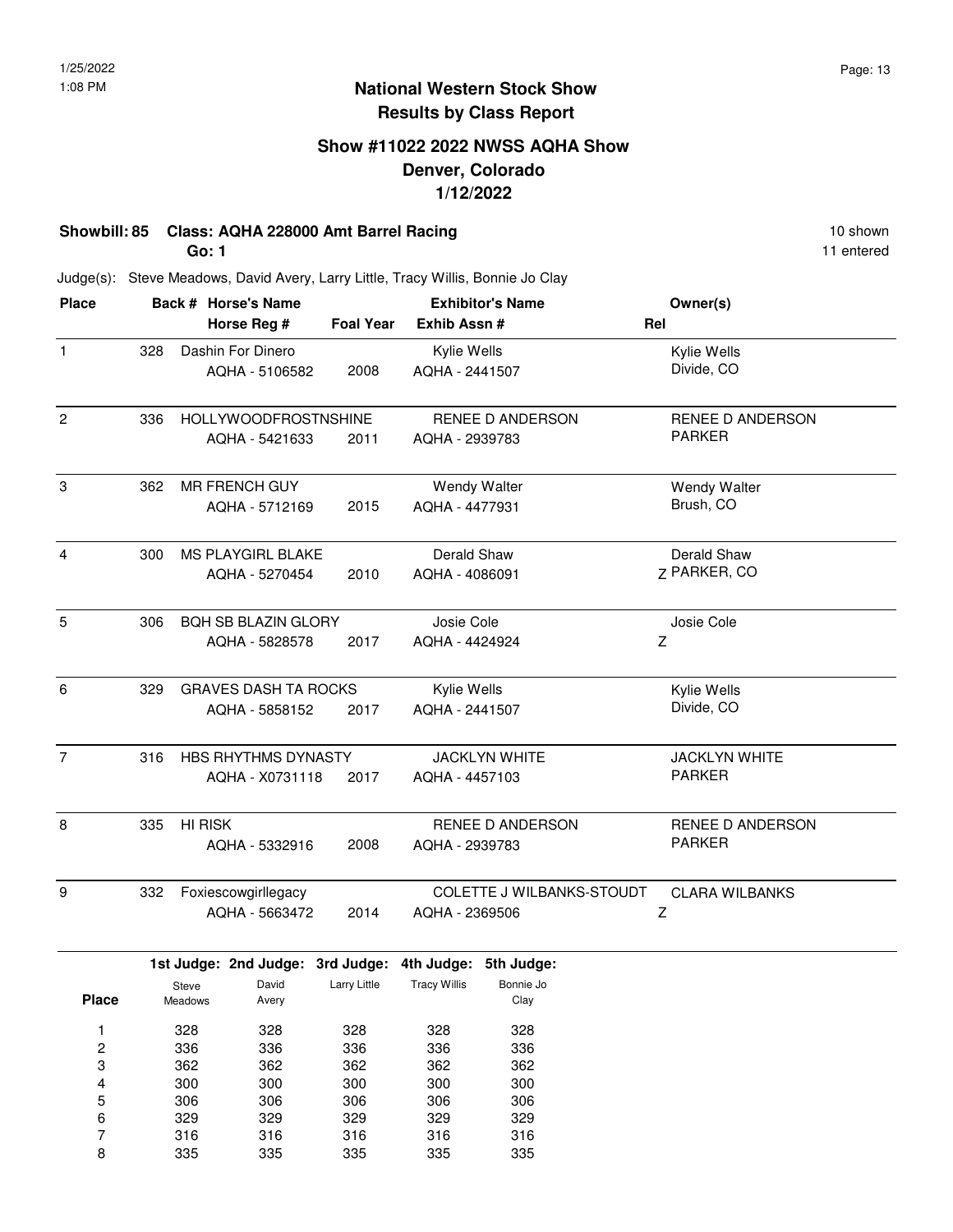# National Western Stock Show
## Results by Class Report

### Show #11022 2022 NWSS AQHA Show
### Denver, Colorado
### 1/12/2022

**Showbill: 85 Class: AQHA 228000 Amt Barrel Racing** — 10 shown, 11 entered

**Go: 1**

Judge(s): Steve Meadows, David Avery, Larry Little, Tracy Willis, Bonnie Jo Clay

| Place | Back # | Horse's Name / Horse Reg # | Foal Year | Exhibitor's Name / Exhib Assn # | Rel | Owner(s) |
|---|---|---|---|---|---|---|
| 1 | 328 | Dashin For Dinero<br>AQHA - 5106582 | 2008 | Kylie Wells<br>AQHA - 2441507 | | Kylie Wells<br>Divide, CO |
| 2 | 336 | HOLLYWOODFROSTNSHINE<br>AQHA - 5421633 | 2011 | RENEE D ANDERSON<br>AQHA - 2939783 | | RENEE D ANDERSON<br>PARKER |
| 3 | 362 | MR FRENCH GUY<br>AQHA - 5712169 | 2015 | Wendy Walter<br>AQHA - 4477931 | | Wendy Walter<br>Brush, CO |
| 4 | 300 | MS PLAYGIRL BLAKE<br>AQHA - 5270454 | 2010 | Derald Shaw<br>AQHA - 4086091 | Z | Derald Shaw<br>PARKER, CO |
| 5 | 306 | BQH SB BLAZIN GLORY<br>AQHA - 5828578 | 2017 | Josie Cole<br>AQHA - 4424924 | Z | Josie Cole |
| 6 | 329 | GRAVES DASH TA ROCKS<br>AQHA - 5858152 | 2017 | Kylie Wells<br>AQHA - 2441507 | | Kylie Wells<br>Divide, CO |
| 7 | 316 | HBS RHYTHMS DYNASTY<br>AQHA - X0731118 | 2017 | JACKLYN WHITE<br>AQHA - 4457103 | | JACKLYN WHITE<br>PARKER |
| 8 | 335 | HI RISK<br>AQHA - 5332916 | 2008 | RENEE D ANDERSON<br>AQHA - 2939783 | | RENEE D ANDERSON<br>PARKER |
| 9 | 332 | Foxiescowgirllegacy<br>AQHA - 5663472 | 2014 | COLETTE J WILBANKS-STOUDT<br>AQHA - 2369506 | Z | CLARA WILBANKS |

| Place | 1st Judge: Steve Meadows | 2nd Judge: David Avery | 3rd Judge: Larry Little | 4th Judge: Tracy Willis | 5th Judge: Bonnie Jo Clay |
|---|---|---|---|---|---|
| 1 | 328 | 328 | 328 | 328 | 328 |
| 2 | 336 | 336 | 336 | 336 | 336 |
| 3 | 362 | 362 | 362 | 362 | 362 |
| 4 | 300 | 300 | 300 | 300 | 300 |
| 5 | 306 | 306 | 306 | 306 | 306 |
| 6 | 329 | 329 | 329 | 329 | 329 |
| 7 | 316 | 316 | 316 | 316 | 316 |
| 8 | 335 | 335 | 335 | 335 | 335 |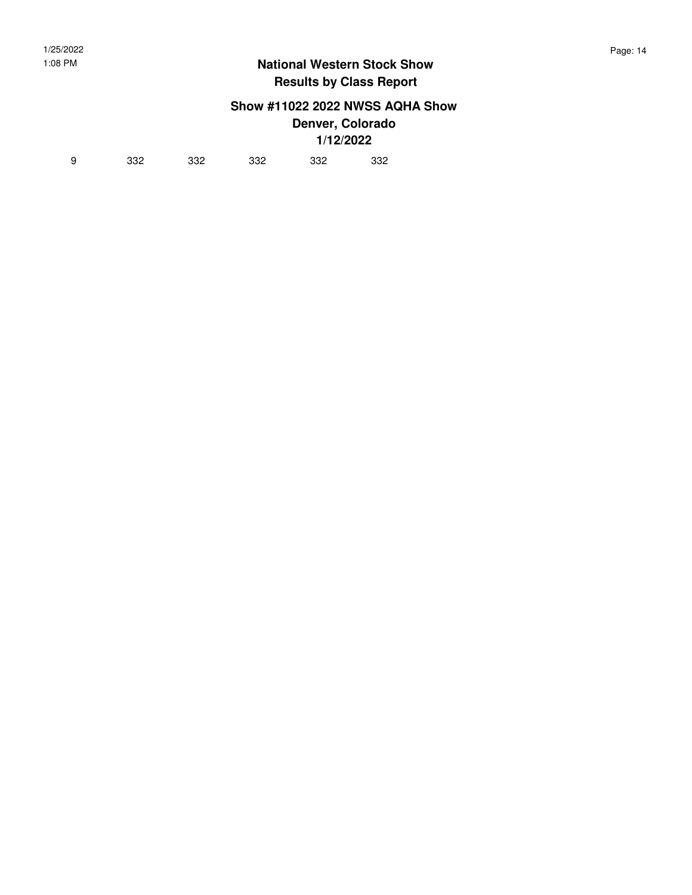| 9 | 332 | 332 | 332 | 332 | 332 |
|---|---|---|---|---|---|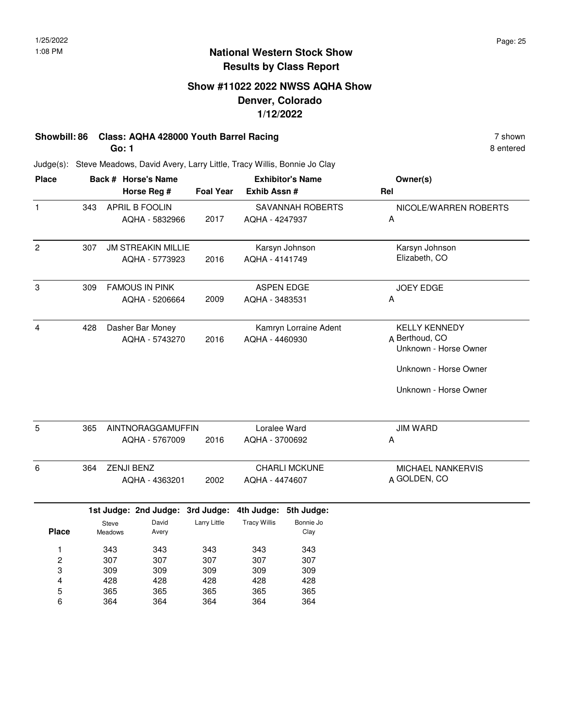# National Western Stock Show
## Results by Class Report

### Show #11022 2022 NWSS AQHA Show
### Denver, Colorado
### 1/12/2022

**Showbill: 86 Class: AQHA 428000 Youth Barrel Racing** — 7 shown

**Go: 1** — 8 entered

Judge(s): Steve Meadows, David Avery, Larry Little, Tracy Willis, Bonnie Jo Clay

| Place | Back # | Horse's Name / Horse Reg # | Foal Year | Exhibitor's Name / Exhib Assn # | Rel | Owner(s) |
|---|---|---|---|---|---|---|
| 1 | 343 | APRIL B FOOLIN<br>AQHA - 5832966 | 2017 | SAVANNAH ROBERTS<br>AQHA - 4247937 | A | NICOLE/WARREN ROBERTS |
| 2 | 307 | JM STREAKIN MILLIE<br>AQHA - 5773923 | 2016 | Karsyn Johnson<br>AQHA - 4141749 | | Karsyn Johnson<br>Elizabeth, CO |
| 3 | 309 | FAMOUS IN PINK<br>AQHA - 5206664 | 2009 | ASPEN EDGE<br>AQHA - 3483531 | A | JOEY EDGE |
| 4 | 428 | Dasher Bar Money<br>AQHA - 5743270 | 2016 | Kamryn Lorraine Adent<br>AQHA - 4460930 | A | KELLY KENNEDY<br>Berthoud, CO<br>Unknown - Horse Owner<br>Unknown - Horse Owner<br>Unknown - Horse Owner |
| 5 | 365 | AINTNORAGGAMUFFIN<br>AQHA - 5767009 | 2016 | Loralee Ward<br>AQHA - 3700692 | A | JIM WARD |
| 6 | 364 | ZENJI BENZ<br>AQHA - 4363201 | 2002 | CHARLI MCKUNE<br>AQHA - 4474607 | A | MICHAEL NANKERVIS<br>GOLDEN, CO |

| Place | 1st Judge: Steve Meadows | 2nd Judge: David Avery | 3rd Judge: Larry Little | 4th Judge: Tracy Willis | 5th Judge: Bonnie Jo Clay |
|---|---|---|---|---|---|
| 1 | 343 | 343 | 343 | 343 | 343 |
| 2 | 307 | 307 | 307 | 307 | 307 |
| 3 | 309 | 309 | 309 | 309 | 309 |
| 4 | 428 | 428 | 428 | 428 | 428 |
| 5 | 365 | 365 | 365 | 365 | 365 |
| 6 | 364 | 364 | 364 | 364 | 364 |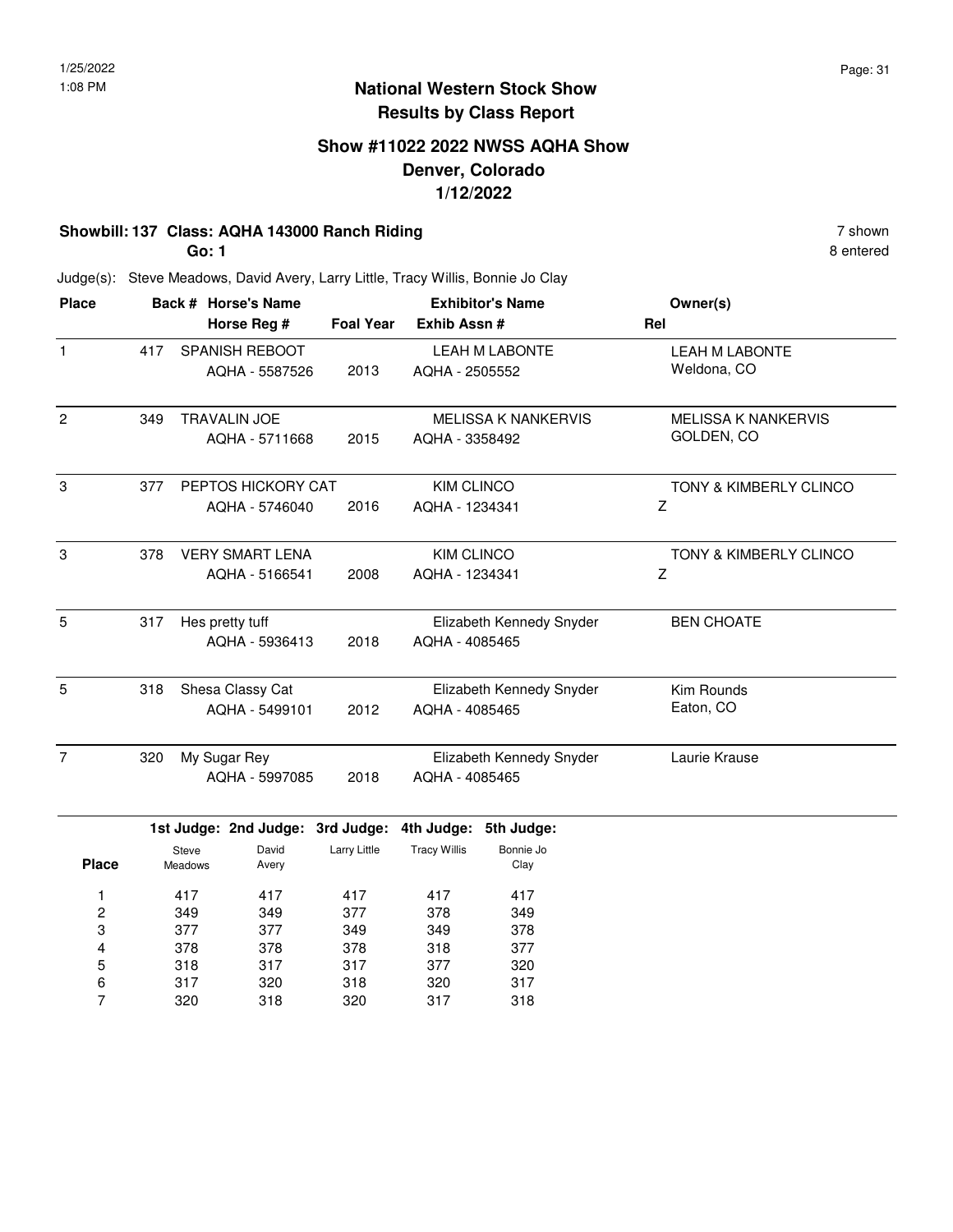# National Western Stock Show
## Results by Class Report

### Show #11022 2022 NWSS AQHA Show
### Denver, Colorado
### 1/12/2022

**Showbill: 137 Class: AQHA 143000 Ranch Riding** — 7 shown

**Go: 1** — 8 entered

Judge(s): Steve Meadows, David Avery, Larry Little, Tracy Willis, Bonnie Jo Clay

| Place | Back # | Horse's Name / Horse Reg # | Foal Year | Exhibitor's Name / Exhib Assn # | Rel | Owner(s) |
|---|---|---|---|---|---|---|
| 1 | 417 | SPANISH REBOOT<br>AQHA - 5587526 | 2013 | LEAH M LABONTE<br>AQHA - 2505552 | | LEAH M LABONTE<br>Weldona, CO |
| 2 | 349 | TRAVALIN JOE<br>AQHA - 5711668 | 2015 | MELISSA K NANKERVIS<br>AQHA - 3358492 | | MELISSA K NANKERVIS<br>GOLDEN, CO |
| 3 | 377 | PEPTOS HICKORY CAT<br>AQHA - 5746040 | 2016 | KIM CLINCO<br>AQHA - 1234341 | Z | TONY & KIMBERLY CLINCO |
| 3 | 378 | VERY SMART LENA<br>AQHA - 5166541 | 2008 | KIM CLINCO<br>AQHA - 1234341 | Z | TONY & KIMBERLY CLINCO |
| 5 | 317 | Hes pretty tuff<br>AQHA - 5936413 | 2018 | Elizabeth Kennedy Snyder<br>AQHA - 4085465 | | BEN CHOATE |
| 5 | 318 | Shesa Classy Cat<br>AQHA - 5499101 | 2012 | Elizabeth Kennedy Snyder<br>AQHA - 4085465 | | Kim Rounds<br>Eaton, CO |
| 7 | 320 | My Sugar Rey<br>AQHA - 5997085 | 2018 | Elizabeth Kennedy Snyder<br>AQHA - 4085465 | | Laurie Krause |

| Place | 1st Judge: Steve Meadows | 2nd Judge: David Avery | 3rd Judge: Larry Little | 4th Judge: Tracy Willis | 5th Judge: Bonnie Jo Clay |
|---|---|---|---|---|---|
| 1 | 417 | 417 | 417 | 417 | 417 |
| 2 | 349 | 349 | 377 | 378 | 349 |
| 3 | 377 | 377 | 349 | 349 | 378 |
| 4 | 378 | 378 | 378 | 318 | 377 |
| 5 | 318 | 317 | 317 | 377 | 320 |
| 6 | 317 | 320 | 318 | 320 | 317 |
| 7 | 320 | 318 | 320 | 317 | 318 |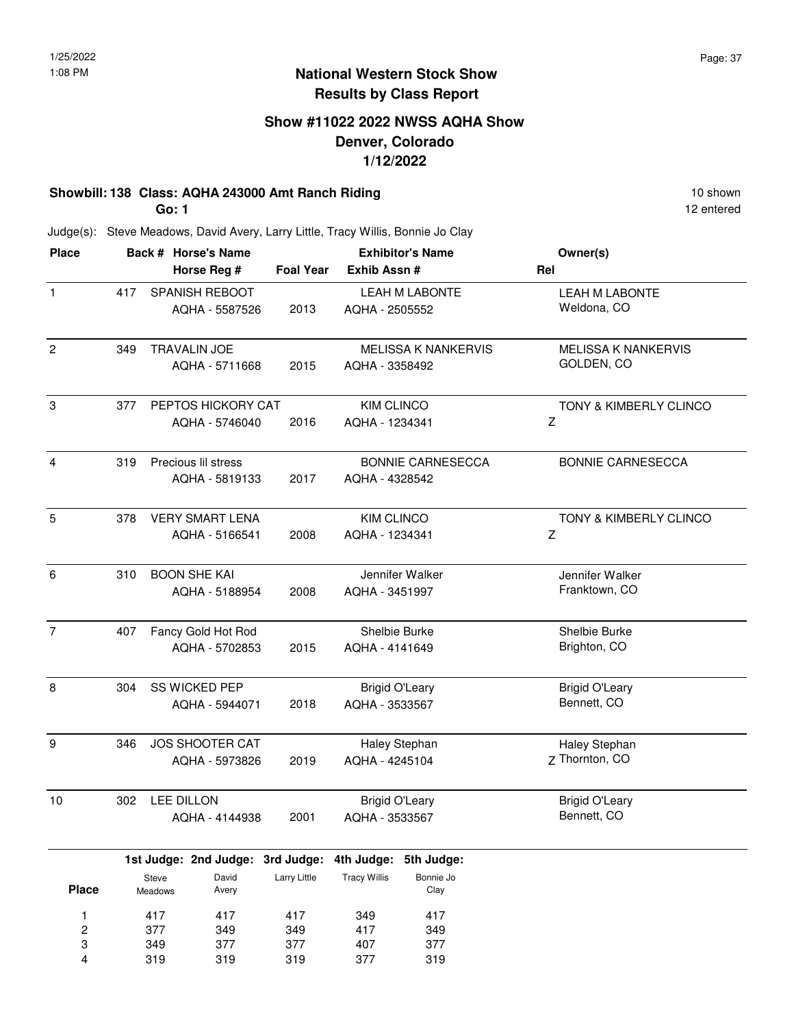## National Western Stock Show
## Results by Class Report

### Show #11022 2022 NWSS AQHA Show
### Denver, Colorado
### 1/12/2022

**Showbill: 138 Class: AQHA 243000 Amt Ranch Riding** — 10 shown, 12 entered

**Go: 1**

Judge(s): Steve Meadows, David Avery, Larry Little, Tracy Willis, Bonnie Jo Clay

| Place | Back # | Horse's Name / Horse Reg # | Foal Year | Exhibitor's Name / Exhib Assn # | Rel | Owner(s) |
|---|---|---|---|---|---|---|
| 1 | 417 | SPANISH REBOOT<br>AQHA - 5587526 | 2013 | LEAH M LABONTE<br>AQHA - 2505552 | | LEAH M LABONTE<br>Weldona, CO |
| 2 | 349 | TRAVALIN JOE<br>AQHA - 5711668 | 2015 | MELISSA K NANKERVIS<br>AQHA - 3358492 | | MELISSA K NANKERVIS<br>GOLDEN, CO |
| 3 | 377 | PEPTOS HICKORY CAT<br>AQHA - 5746040 | 2016 | KIM CLINCO<br>AQHA - 1234341 | Z | TONY & KIMBERLY CLINCO |
| 4 | 319 | Precious lil stress<br>AQHA - 5819133 | 2017 | BONNIE CARNESECCA<br>AQHA - 4328542 | | BONNIE CARNESECCA |
| 5 | 378 | VERY SMART LENA<br>AQHA - 5166541 | 2008 | KIM CLINCO<br>AQHA - 1234341 | Z | TONY & KIMBERLY CLINCO |
| 6 | 310 | BOON SHE KAI<br>AQHA - 5188954 | 2008 | Jennifer Walker<br>AQHA - 3451997 | | Jennifer Walker<br>Franktown, CO |
| 7 | 407 | Fancy Gold Hot Rod<br>AQHA - 5702853 | 2015 | Shelbie Burke<br>AQHA - 4141649 | | Shelbie Burke<br>Brighton, CO |
| 8 | 304 | SS WICKED PEP<br>AQHA - 5944071 | 2018 | Brigid O'Leary<br>AQHA - 3533567 | | Brigid O'Leary<br>Bennett, CO |
| 9 | 346 | JOS SHOOTER CAT<br>AQHA - 5973826 | 2019 | Haley Stephan<br>AQHA - 4245104 | Z | Haley Stephan<br>Thornton, CO |
| 10 | 302 | LEE DILLON<br>AQHA - 4144938 | 2001 | Brigid O'Leary<br>AQHA - 3533567 | | Brigid O'Leary<br>Bennett, CO |

| Place | 1st Judge: Steve Meadows | 2nd Judge: David Avery | 3rd Judge: Larry Little | 4th Judge: Tracy Willis | 5th Judge: Bonnie Jo Clay |
|---|---|---|---|---|---|
| 1 | 417 | 417 | 417 | 349 | 417 |
| 2 | 377 | 349 | 349 | 417 | 349 |
| 3 | 349 | 377 | 377 | 407 | 377 |
| 4 | 319 | 319 | 319 | 377 | 319 |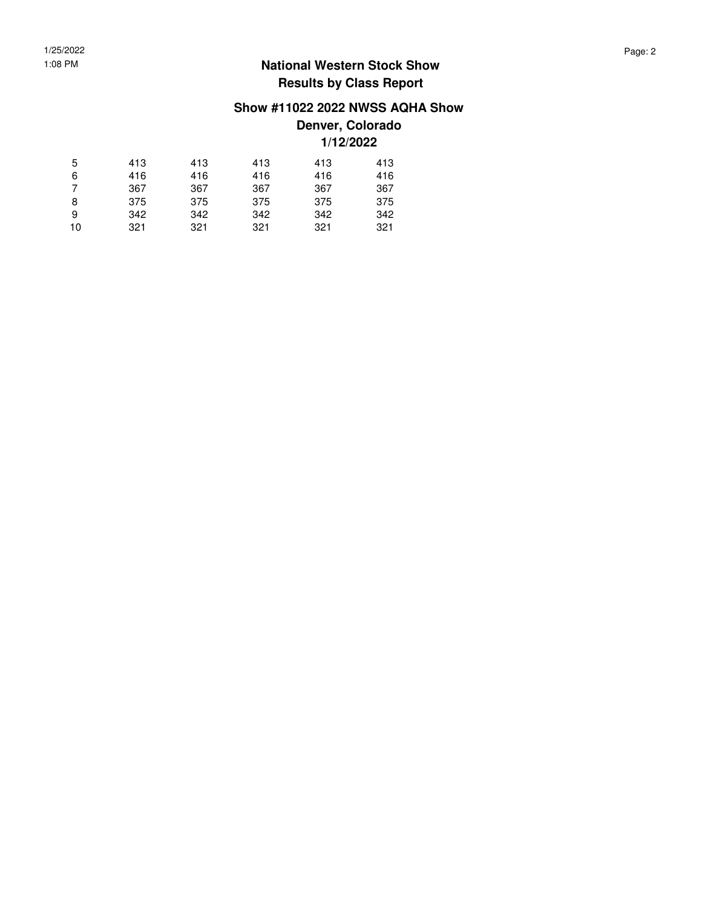# National Western Stock Show
## Results by Class Report

### Show #11022 2022 NWSS AQHA Show
### Denver, Colorado
### 1/12/2022

| | | | | | |
|---|---|---|---|---|---|
| 5 | 413 | 413 | 413 | 413 | 413 |
| 6 | 416 | 416 | 416 | 416 | 416 |
| 7 | 367 | 367 | 367 | 367 | 367 |
| 8 | 375 | 375 | 375 | 375 | 375 |
| 9 | 342 | 342 | 342 | 342 | 342 |
| 10 | 321 | 321 | 321 | 321 | 321 |